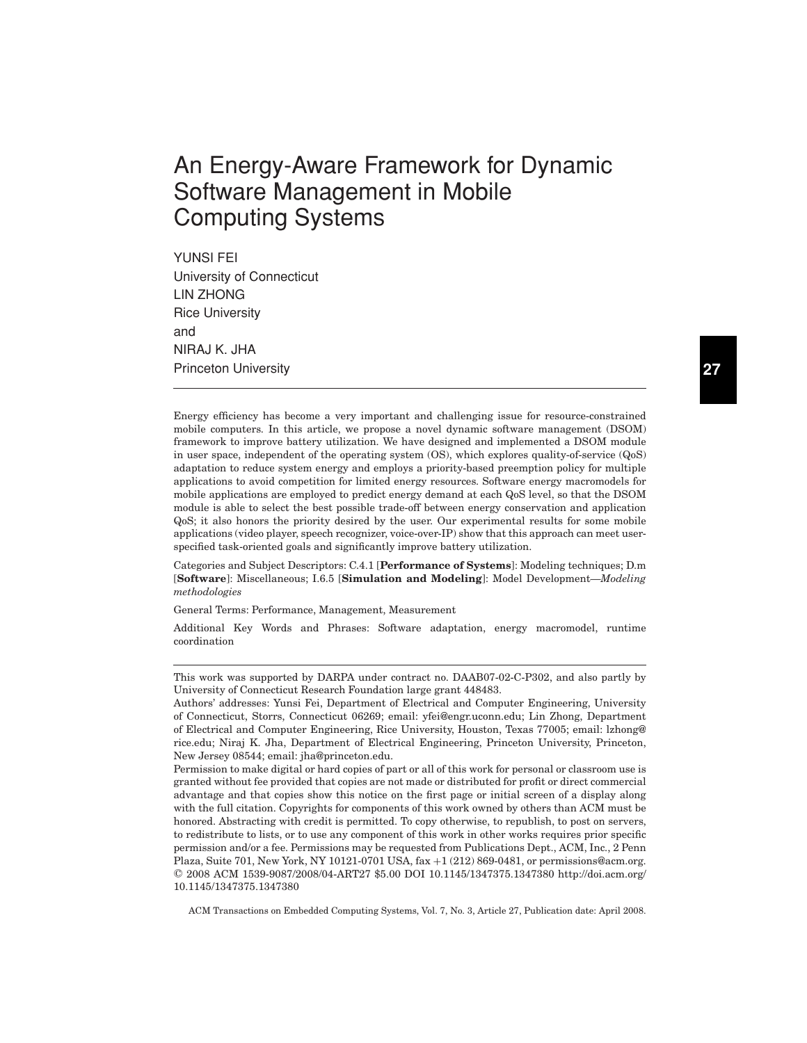# An Energy-Aware Framework for Dynamic Software Management in Mobile Computing Systems

YUNSI FEI
University of Connecticut
LIN ZHONG
Rice University
and
NIRAJ K. JHA
Princeton University

Energy efficiency has become a very important and challenging issue for resource-constrained mobile computers. In this article, we propose a novel dynamic software management (DSOM) framework to improve battery utilization. We have designed and implemented a DSOM module in user space, independent of the operating system (OS), which explores quality-of-service (QoS) adaptation to reduce system energy and employs a priority-based preemption policy for multiple applications to avoid competition for limited energy resources. Software energy macromodels for mobile applications are employed to predict energy demand at each QoS level, so that the DSOM module is able to select the best possible trade-off between energy conservation and application QoS; it also honors the priority desired by the user. Our experimental results for some mobile applications (video player, speech recognizer, voice-over-IP) show that this approach can meet user-specified task-oriented goals and significantly improve battery utilization.

Categories and Subject Descriptors: C.4.1 [**Performance of Systems**]: Modeling techniques; D.m [**Software**]: Miscellaneous; I.6.5 [**Simulation and Modeling**]: Model Development—*Modeling methodologies*

General Terms: Performance, Management, Measurement

Additional Key Words and Phrases: Software adaptation, energy macromodel, runtime coordination

---

This work was supported by DARPA under contract no. DAAB07-02-C-P302, and also partly by University of Connecticut Research Foundation large grant 448483.

Authors' addresses: Yunsi Fei, Department of Electrical and Computer Engineering, University of Connecticut, Storrs, Connecticut 06269; email: yfei@engr.uconn.edu; Lin Zhong, Department of Electrical and Computer Engineering, Rice University, Houston, Texas 77005; email: lzhong@rice.edu; Niraj K. Jha, Department of Electrical Engineering, Princeton University, Princeton, New Jersey 08544; email: jha@princeton.edu.

Permission to make digital or hard copies of part or all of this work for personal or classroom use is granted without fee provided that copies are not made or distributed for profit or direct commercial advantage and that copies show this notice on the first page or initial screen of a display along with the full citation. Copyrights for components of this work owned by others than ACM must be honored. Abstracting with credit is permitted. To copy otherwise, to republish, to post on servers, to redistribute to lists, or to use any component of this work in other works requires prior specific permission and/or a fee. Permissions may be requested from Publications Dept., ACM, Inc., 2 Penn Plaza, Suite 701, New York, NY 10121-0701 USA, fax +1 (212) 869-0481, or permissions@acm.org.
© 2008 ACM 1539-9087/2008/04-ART27 $5.00 DOI 10.1145/1347375.1347380 http://doi.acm.org/10.1145/1347375.1347380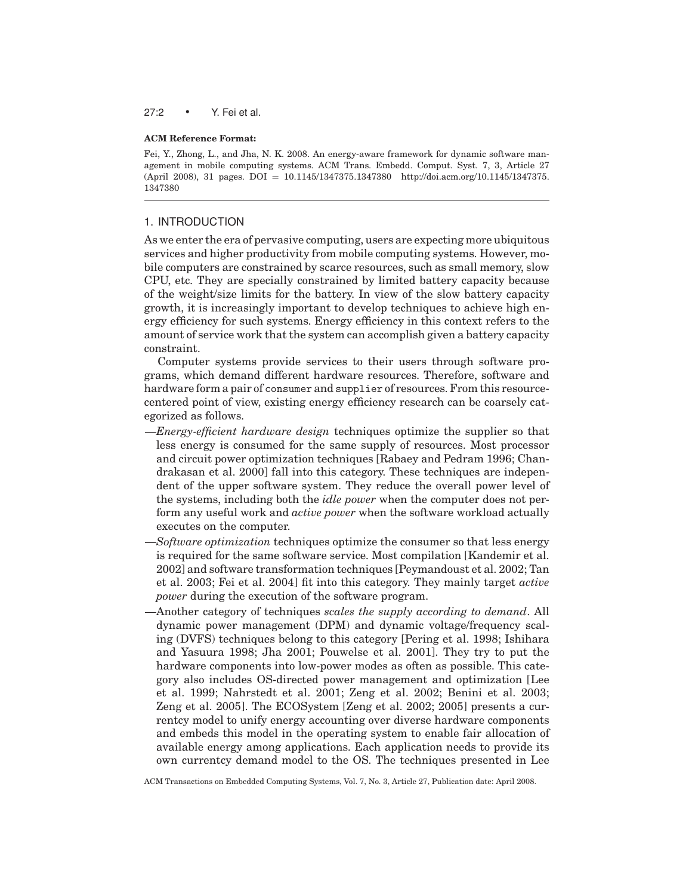**ACM Reference Format:**

Fei, Y., Zhong, L., and Jha, N. K. 2008. An energy-aware framework for dynamic software management in mobile computing systems. ACM Trans. Embedd. Comput. Syst. 7, 3, Article 27 (April 2008), 31 pages. DOI = 10.1145/1347375.1347380 http://doi.acm.org/10.1145/1347375.1347380

## 1. INTRODUCTION

As we enter the era of pervasive computing, users are expecting more ubiquitous services and higher productivity from mobile computing systems. However, mobile computers are constrained by scarce resources, such as small memory, slow CPU, etc. They are specially constrained by limited battery capacity because of the weight/size limits for the battery. In view of the slow battery capacity growth, it is increasingly important to develop techniques to achieve high energy efficiency for such systems. Energy efficiency in this context refers to the amount of service work that the system can accomplish given a battery capacity constraint.

Computer systems provide services to their users through software programs, which demand different hardware resources. Therefore, software and hardware form a pair of `consumer` and `supplier` of resources. From this resource-centered point of view, existing energy efficiency research can be coarsely categorized as follows.

—*Energy-efficient hardware design* techniques optimize the supplier so that less energy is consumed for the same supply of resources. Most processor and circuit power optimization techniques [Rabaey and Pedram 1996; Chandrakasan et al. 2000] fall into this category. These techniques are independent of the upper software system. They reduce the overall power level of the systems, including both the *idle power* when the computer does not perform any useful work and *active power* when the software workload actually executes on the computer.

—*Software optimization* techniques optimize the consumer so that less energy is required for the same software service. Most compilation [Kandemir et al. 2002] and software transformation techniques [Peymandoust et al. 2002; Tan et al. 2003; Fei et al. 2004] fit into this category. They mainly target *active power* during the execution of the software program.

—Another category of techniques *scales the supply according to demand*. All dynamic power management (DPM) and dynamic voltage/frequency scaling (DVFS) techniques belong to this category [Pering et al. 1998; Ishihara and Yasuura 1998; Jha 2001; Pouwelse et al. 2001]. They try to put the hardware components into low-power modes as often as possible. This category also includes OS-directed power management and optimization [Lee et al. 1999; Nahrstedt et al. 2001; Zeng et al. 2002; Benini et al. 2003; Zeng et al. 2005]. The ECOSystem [Zeng et al. 2002; 2005] presents a currentcy model to unify energy accounting over diverse hardware components and embeds this model in the operating system to enable fair allocation of available energy among applications. Each application needs to provide its own currentcy demand model to the OS. The techniques presented in Lee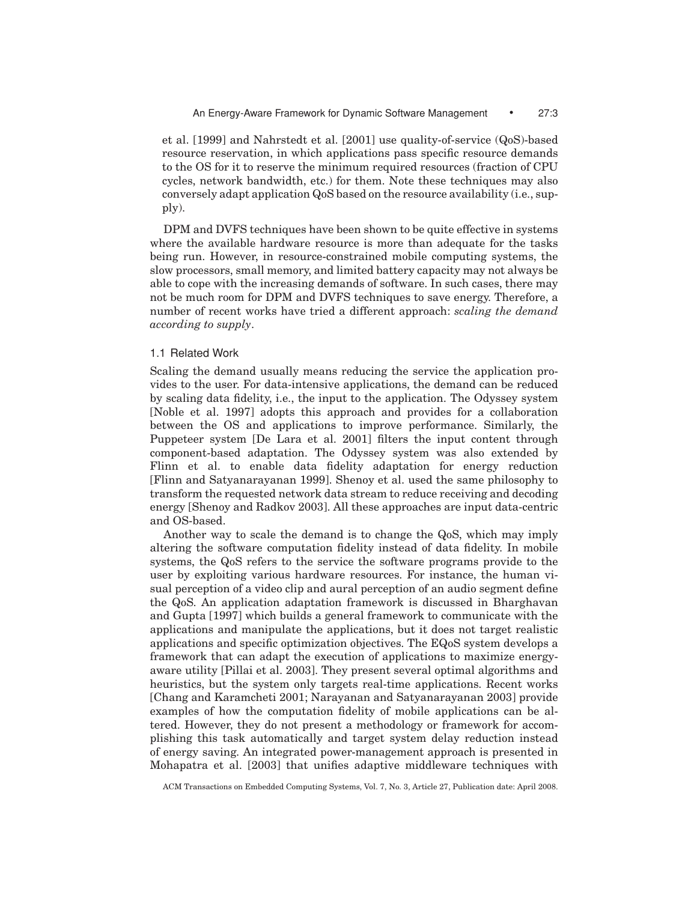et al. [1999] and Nahrstedt et al. [2001] use quality-of-service (QoS)-based resource reservation, in which applications pass specific resource demands to the OS for it to reserve the minimum required resources (fraction of CPU cycles, network bandwidth, etc.) for them. Note these techniques may also conversely adapt application QoS based on the resource availability (i.e., supply).

DPM and DVFS techniques have been shown to be quite effective in systems where the available hardware resource is more than adequate for the tasks being run. However, in resource-constrained mobile computing systems, the slow processors, small memory, and limited battery capacity may not always be able to cope with the increasing demands of software. In such cases, there may not be much room for DPM and DVFS techniques to save energy. Therefore, a number of recent works have tried a different approach: *scaling the demand according to supply*.

### 1.1 Related Work

Scaling the demand usually means reducing the service the application provides to the user. For data-intensive applications, the demand can be reduced by scaling data fidelity, i.e., the input to the application. The Odyssey system [Noble et al. 1997] adopts this approach and provides for a collaboration between the OS and applications to improve performance. Similarly, the Puppeteer system [De Lara et al. 2001] filters the input content through component-based adaptation. The Odyssey system was also extended by Flinn et al. to enable data fidelity adaptation for energy reduction [Flinn and Satyanarayanan 1999]. Shenoy et al. used the same philosophy to transform the requested network data stream to reduce receiving and decoding energy [Shenoy and Radkov 2003]. All these approaches are input data-centric and OS-based.

Another way to scale the demand is to change the QoS, which may imply altering the software computation fidelity instead of data fidelity. In mobile systems, the QoS refers to the service the software programs provide to the user by exploiting various hardware resources. For instance, the human visual perception of a video clip and aural perception of an audio segment define the QoS. An application adaptation framework is discussed in Bharghavan and Gupta [1997] which builds a general framework to communicate with the applications and manipulate the applications, but it does not target realistic applications and specific optimization objectives. The EQoS system develops a framework that can adapt the execution of applications to maximize energy-aware utility [Pillai et al. 2003]. They present several optimal algorithms and heuristics, but the system only targets real-time applications. Recent works [Chang and Karamcheti 2001; Narayanan and Satyanarayanan 2003] provide examples of how the computation fidelity of mobile applications can be altered. However, they do not present a methodology or framework for accomplishing this task automatically and target system delay reduction instead of energy saving. An integrated power-management approach is presented in Mohapatra et al. [2003] that unifies adaptive middleware techniques with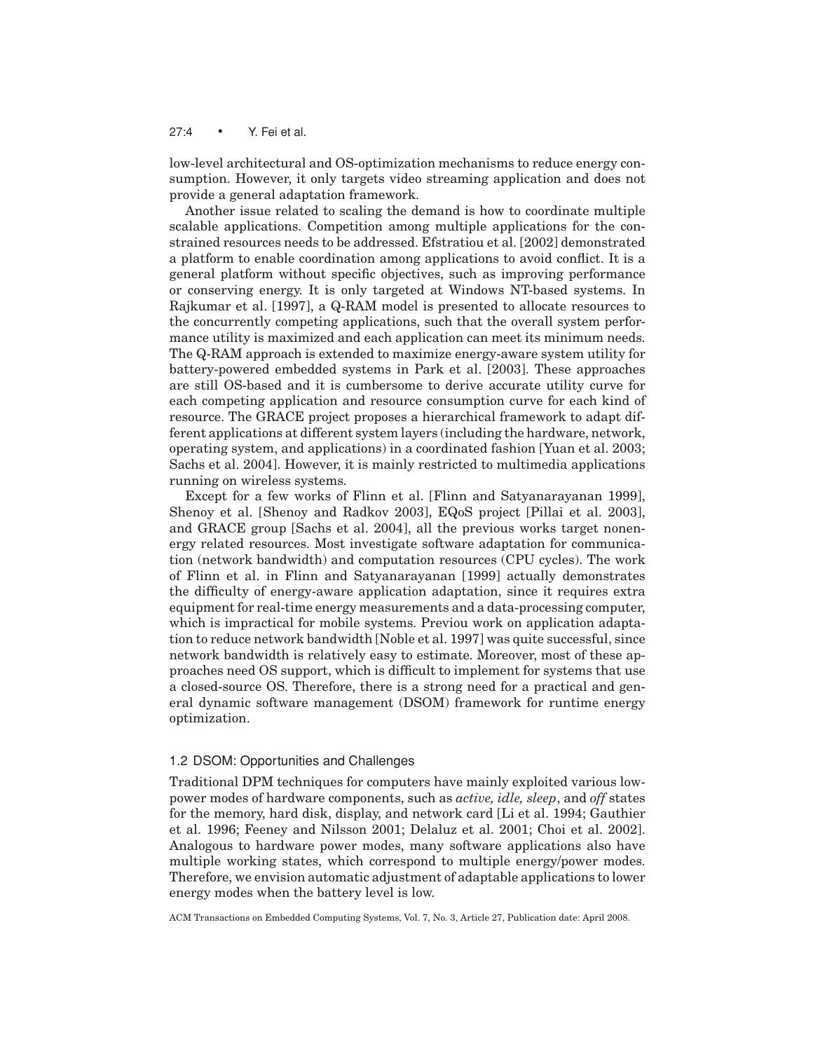low-level architectural and OS-optimization mechanisms to reduce energy consumption. However, it only targets video streaming application and does not provide a general adaptation framework.

Another issue related to scaling the demand is how to coordinate multiple scalable applications. Competition among multiple applications for the constrained resources needs to be addressed. Efstratiou et al. [2002] demonstrated a platform to enable coordination among applications to avoid conflict. It is a general platform without specific objectives, such as improving performance or conserving energy. It is only targeted at Windows NT-based systems. In Rajkumar et al. [1997], a Q-RAM model is presented to allocate resources to the concurrently competing applications, such that the overall system performance utility is maximized and each application can meet its minimum needs. The Q-RAM approach is extended to maximize energy-aware system utility for battery-powered embedded systems in Park et al. [2003]. These approaches are still OS-based and it is cumbersome to derive accurate utility curve for each competing application and resource consumption curve for each kind of resource. The GRACE project proposes a hierarchical framework to adapt different applications at different system layers (including the hardware, network, operating system, and applications) in a coordinated fashion [Yuan et al. 2003; Sachs et al. 2004]. However, it is mainly restricted to multimedia applications running on wireless systems.

Except for a few works of Flinn et al. [Flinn and Satyanarayanan 1999], Shenoy et al. [Shenoy and Radkov 2003], EQoS project [Pillai et al. 2003], and GRACE group [Sachs et al. 2004], all the previous works target nonenergy related resources. Most investigate software adaptation for communication (network bandwidth) and computation resources (CPU cycles). The work of Flinn et al. in Flinn and Satyanarayanan [1999] actually demonstrates the difficulty of energy-aware application adaptation, since it requires extra equipment for real-time energy measurements and a data-processing computer, which is impractical for mobile systems. Previou work on application adaptation to reduce network bandwidth [Noble et al. 1997] was quite successful, since network bandwidth is relatively easy to estimate. Moreover, most of these approaches need OS support, which is difficult to implement for systems that use a closed-source OS. Therefore, there is a strong need for a practical and general dynamic software management (DSOM) framework for runtime energy optimization.

### 1.2 DSOM: Opportunities and Challenges

Traditional DPM techniques for computers have mainly exploited various low-power modes of hardware components, such as *active, idle, sleep*, and *off* states for the memory, hard disk, display, and network card [Li et al. 1994; Gauthier et al. 1996; Feeney and Nilsson 2001; Delaluz et al. 2001; Choi et al. 2002]. Analogous to hardware power modes, many software applications also have multiple working states, which correspond to multiple energy/power modes. Therefore, we envision automatic adjustment of adaptable applications to lower energy modes when the battery level is low.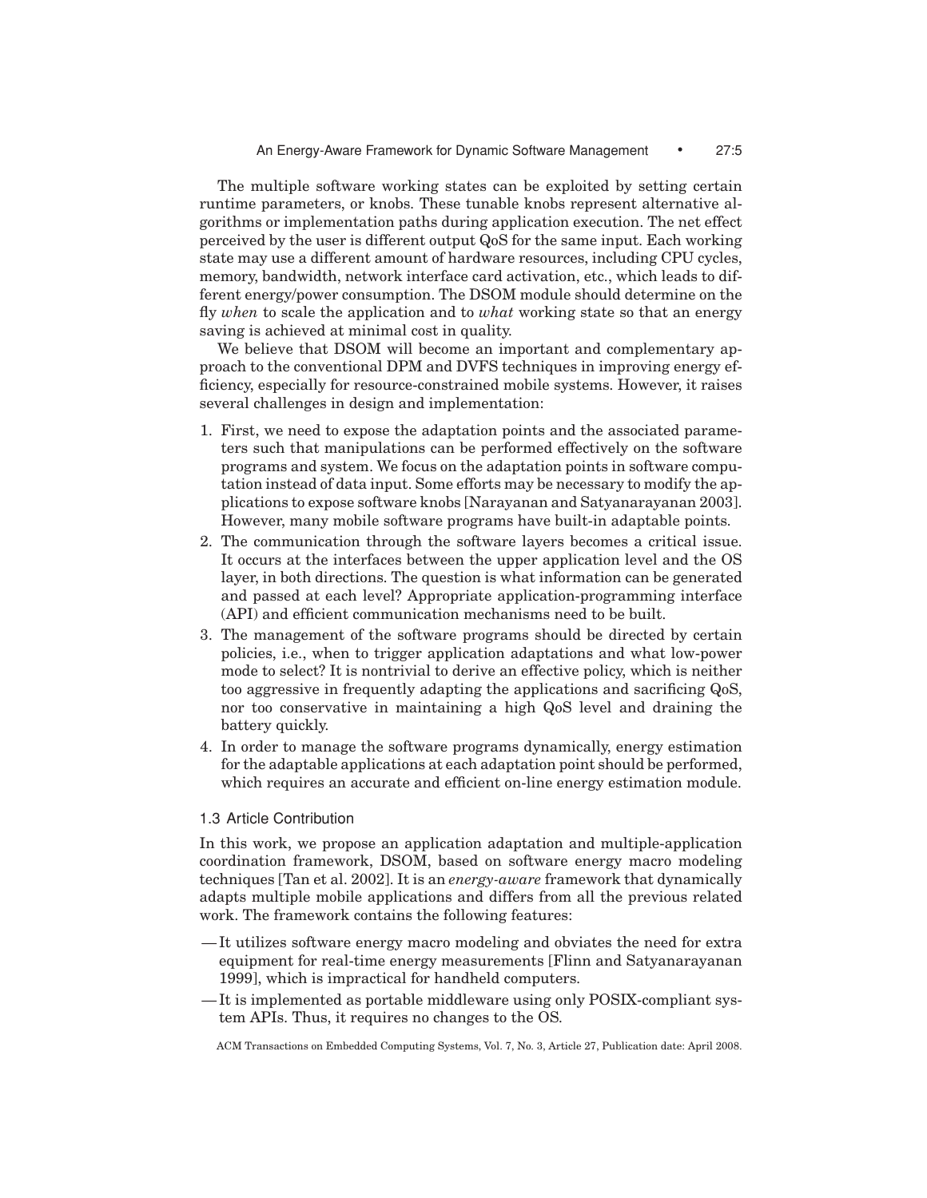The multiple software working states can be exploited by setting certain runtime parameters, or knobs. These tunable knobs represent alternative algorithms or implementation paths during application execution. The net effect perceived by the user is different output QoS for the same input. Each working state may use a different amount of hardware resources, including CPU cycles, memory, bandwidth, network interface card activation, etc., which leads to different energy/power consumption. The DSOM module should determine on the fly *when* to scale the application and to *what* working state so that an energy saving is achieved at minimal cost in quality.

We believe that DSOM will become an important and complementary approach to the conventional DPM and DVFS techniques in improving energy efficiency, especially for resource-constrained mobile systems. However, it raises several challenges in design and implementation:

1. First, we need to expose the adaptation points and the associated parameters such that manipulations can be performed effectively on the software programs and system. We focus on the adaptation points in software computation instead of data input. Some efforts may be necessary to modify the applications to expose software knobs [Narayanan and Satyanarayanan 2003]. However, many mobile software programs have built-in adaptable points.
2. The communication through the software layers becomes a critical issue. It occurs at the interfaces between the upper application level and the OS layer, in both directions. The question is what information can be generated and passed at each level? Appropriate application-programming interface (API) and efficient communication mechanisms need to be built.
3. The management of the software programs should be directed by certain policies, i.e., when to trigger application adaptations and what low-power mode to select? It is nontrivial to derive an effective policy, which is neither too aggressive in frequently adapting the applications and sacrificing QoS, nor too conservative in maintaining a high QoS level and draining the battery quickly.
4. In order to manage the software programs dynamically, energy estimation for the adaptable applications at each adaptation point should be performed, which requires an accurate and efficient on-line energy estimation module.

### 1.3 Article Contribution

In this work, we propose an application adaptation and multiple-application coordination framework, DSOM, based on software energy macro modeling techniques [Tan et al. 2002]. It is an *energy-aware* framework that dynamically adapts multiple mobile applications and differs from all the previous related work. The framework contains the following features:

- It utilizes software energy macro modeling and obviates the need for extra equipment for real-time energy measurements [Flinn and Satyanarayanan 1999], which is impractical for handheld computers.
- It is implemented as portable middleware using only POSIX-compliant system APIs. Thus, it requires no changes to the OS.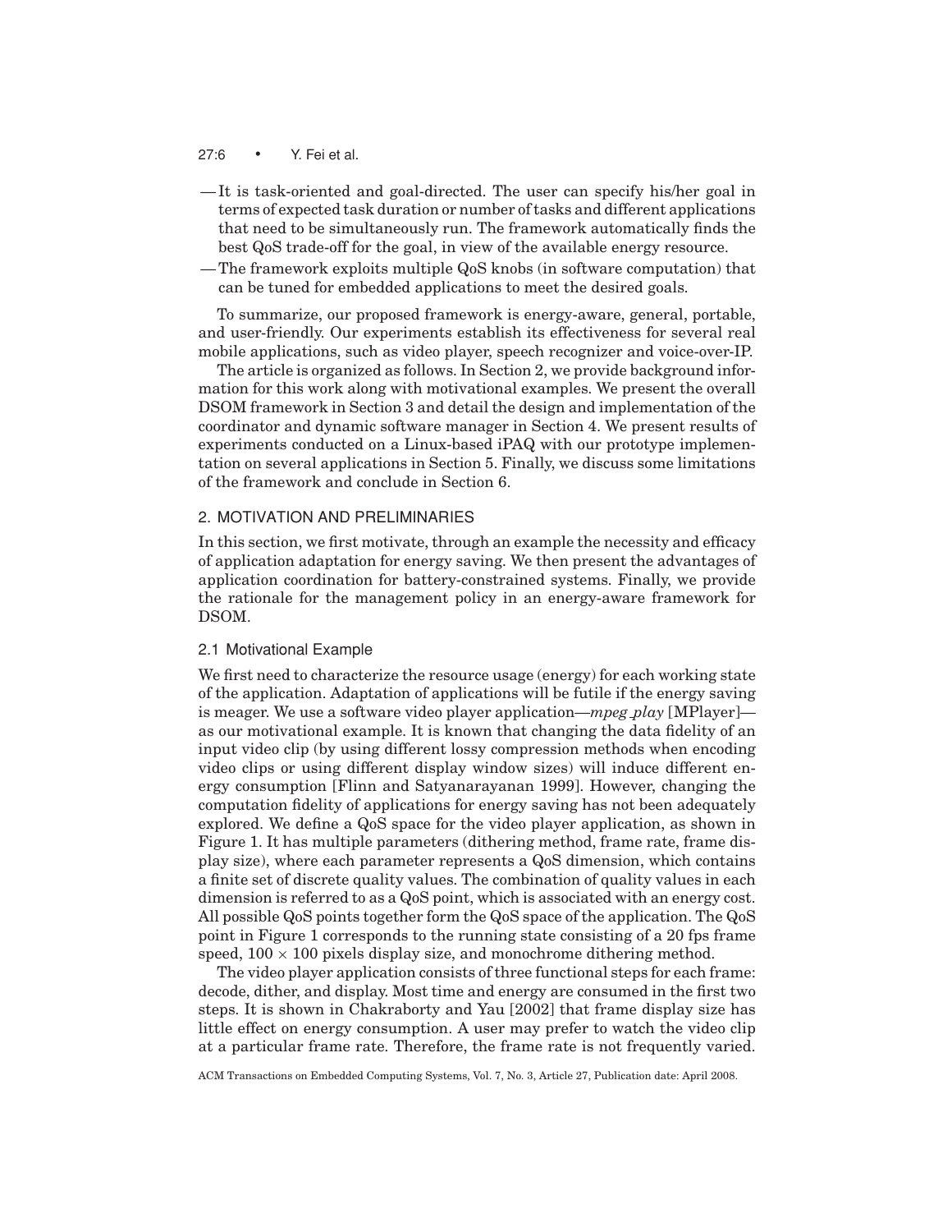— It is task-oriented and goal-directed. The user can specify his/her goal in terms of expected task duration or number of tasks and different applications that need to be simultaneously run. The framework automatically finds the best QoS trade-off for the goal, in view of the available energy resource.

— The framework exploits multiple QoS knobs (in software computation) that can be tuned for embedded applications to meet the desired goals.

To summarize, our proposed framework is energy-aware, general, portable, and user-friendly. Our experiments establish its effectiveness for several real mobile applications, such as video player, speech recognizer and voice-over-IP.

The article is organized as follows. In Section 2, we provide background information for this work along with motivational examples. We present the overall DSOM framework in Section 3 and detail the design and implementation of the coordinator and dynamic software manager in Section 4. We present results of experiments conducted on a Linux-based iPAQ with our prototype implementation on several applications in Section 5. Finally, we discuss some limitations of the framework and conclude in Section 6.

## 2. MOTIVATION AND PRELIMINARIES

In this section, we first motivate, through an example the necessity and efficacy of application adaptation for energy saving. We then present the advantages of application coordination for battery-constrained systems. Finally, we provide the rationale for the management policy in an energy-aware framework for DSOM.

### 2.1 Motivational Example

We first need to characterize the resource usage (energy) for each working state of the application. Adaptation of applications will be futile if the energy saving is meager. We use a software video player application—*mpeg_play* [MPlayer]—as our motivational example. It is known that changing the data fidelity of an input video clip (by using different lossy compression methods when encoding video clips or using different display window sizes) will induce different energy consumption [Flinn and Satyanarayanan 1999]. However, changing the computation fidelity of applications for energy saving has not been adequately explored. We define a QoS space for the video player application, as shown in Figure 1. It has multiple parameters (dithering method, frame rate, frame display size), where each parameter represents a QoS dimension, which contains a finite set of discrete quality values. The combination of quality values in each dimension is referred to as a QoS point, which is associated with an energy cost. All possible QoS points together form the QoS space of the application. The QoS point in Figure 1 corresponds to the running state consisting of a 20 fps frame speed, $100 \times 100$ pixels display size, and monochrome dithering method.

The video player application consists of three functional steps for each frame: decode, dither, and display. Most time and energy are consumed in the first two steps. It is shown in Chakraborty and Yau [2002] that frame display size has little effect on energy consumption. A user may prefer to watch the video clip at a particular frame rate. Therefore, the frame rate is not frequently varied.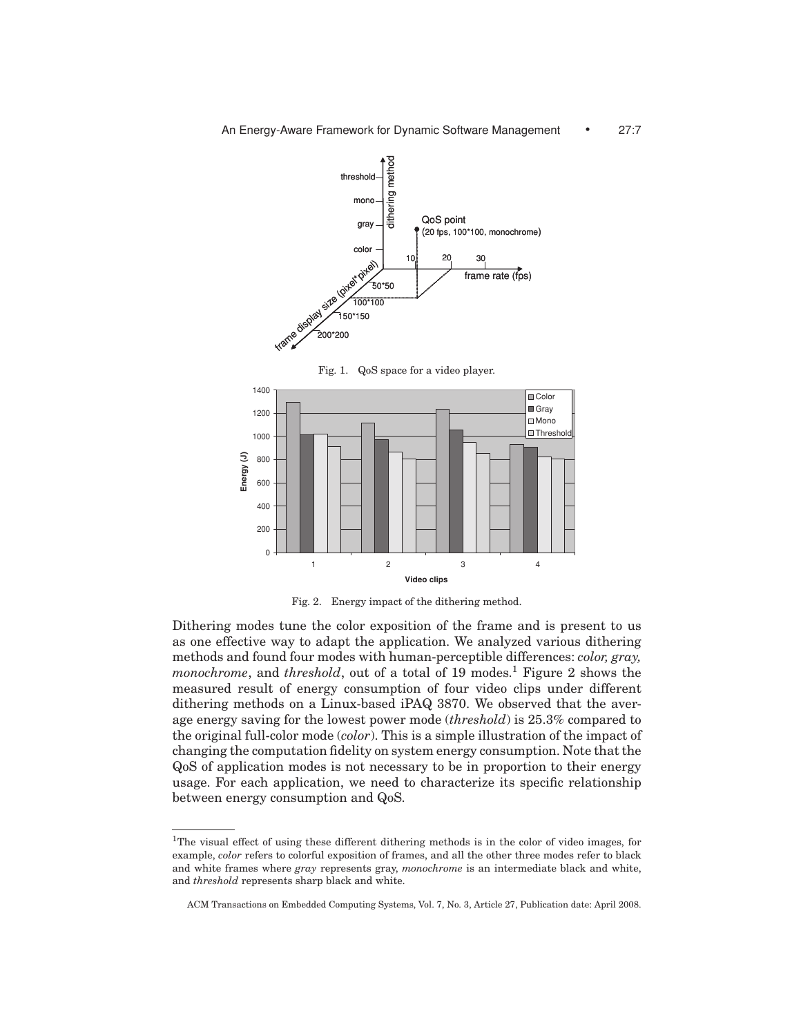Fig. 1. QoS space for a video player.

Fig. 2. Energy impact of the dithering method.

Dithering modes tune the color exposition of the frame and is present to us as one effective way to adapt the application. We analyzed various dithering methods and found four modes with human-perceptible differences: *color, gray, monochrome*, and *threshold*, out of a total of 19 modes.[1] Figure 2 shows the measured result of energy consumption of four video clips under different dithering methods on a Linux-based iPAQ 3870. We observed that the average energy saving for the lowest power mode (*threshold*) is 25.3% compared to the original full-color mode (*color*). This is a simple illustration of the impact of changing the computation fidelity on system energy consumption. Note that the QoS of application modes is not necessary to be in proportion to their energy usage. For each application, we need to characterize its specific relationship between energy consumption and QoS.

[1]The visual effect of using these different dithering methods is in the color of video images, for example, *color* refers to colorful exposition of frames, and all the other three modes refer to black and white frames where *gray* represents gray, *monochrome* is an intermediate black and white, and *threshold* represents sharp black and white.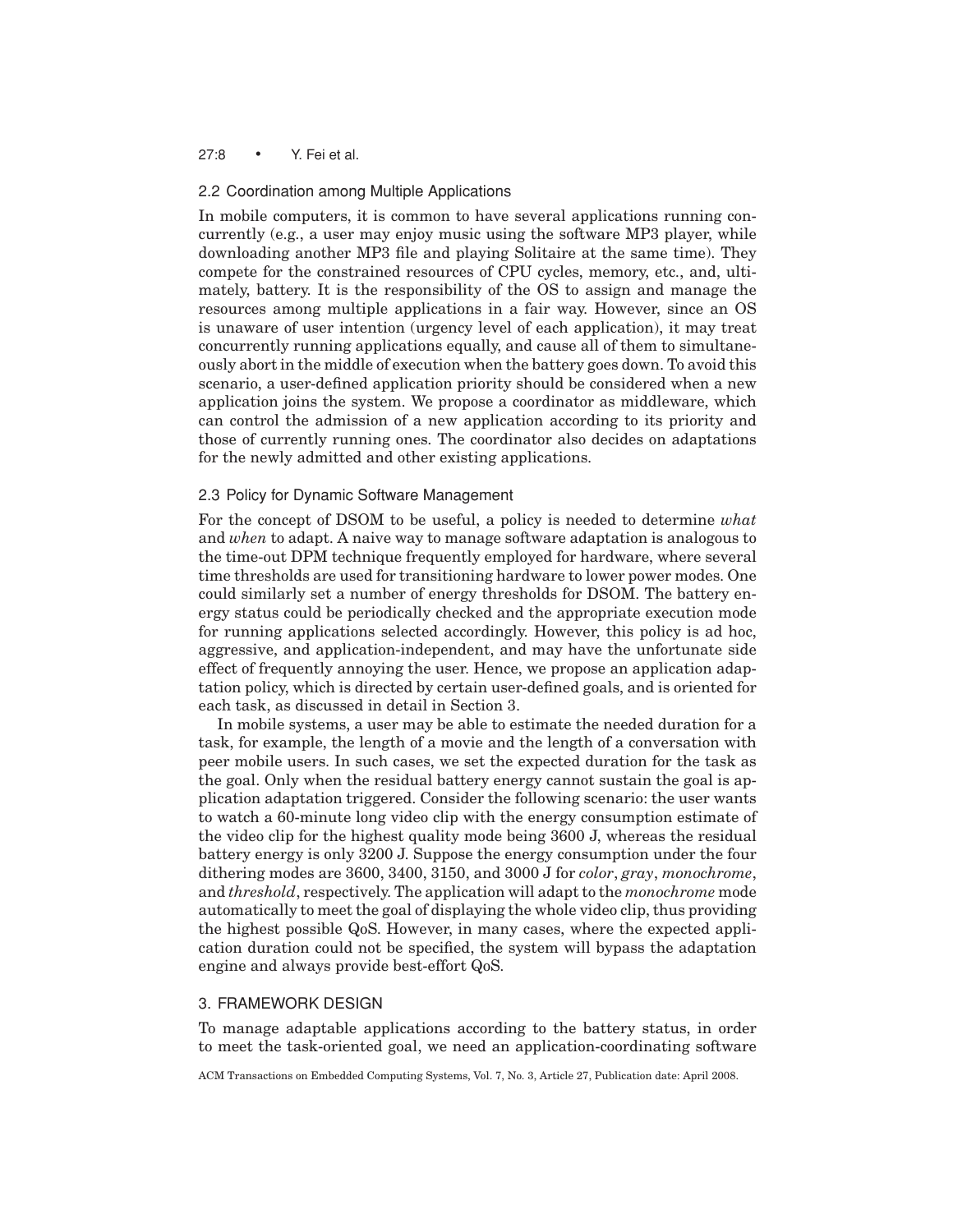### 2.2 Coordination among Multiple Applications

In mobile computers, it is common to have several applications running concurrently (e.g., a user may enjoy music using the software MP3 player, while downloading another MP3 file and playing Solitaire at the same time). They compete for the constrained resources of CPU cycles, memory, etc., and, ultimately, battery. It is the responsibility of the OS to assign and manage the resources among multiple applications in a fair way. However, since an OS is unaware of user intention (urgency level of each application), it may treat concurrently running applications equally, and cause all of them to simultaneously abort in the middle of execution when the battery goes down. To avoid this scenario, a user-defined application priority should be considered when a new application joins the system. We propose a coordinator as middleware, which can control the admission of a new application according to its priority and those of currently running ones. The coordinator also decides on adaptations for the newly admitted and other existing applications.

### 2.3 Policy for Dynamic Software Management

For the concept of DSOM to be useful, a policy is needed to determine *what* and *when* to adapt. A naive way to manage software adaptation is analogous to the time-out DPM technique frequently employed for hardware, where several time thresholds are used for transitioning hardware to lower power modes. One could similarly set a number of energy thresholds for DSOM. The battery energy status could be periodically checked and the appropriate execution mode for running applications selected accordingly. However, this policy is ad hoc, aggressive, and application-independent, and may have the unfortunate side effect of frequently annoying the user. Hence, we propose an application adaptation policy, which is directed by certain user-defined goals, and is oriented for each task, as discussed in detail in Section 3.

In mobile systems, a user may be able to estimate the needed duration for a task, for example, the length of a movie and the length of a conversation with peer mobile users. In such cases, we set the expected duration for the task as the goal. Only when the residual battery energy cannot sustain the goal is application adaptation triggered. Consider the following scenario: the user wants to watch a 60-minute long video clip with the energy consumption estimate of the video clip for the highest quality mode being 3600 J, whereas the residual battery energy is only 3200 J. Suppose the energy consumption under the four dithering modes are 3600, 3400, 3150, and 3000 J for *color*, *gray*, *monochrome*, and *threshold*, respectively. The application will adapt to the *monochrome* mode automatically to meet the goal of displaying the whole video clip, thus providing the highest possible QoS. However, in many cases, where the expected application duration could not be specified, the system will bypass the adaptation engine and always provide best-effort QoS.

## 3. FRAMEWORK DESIGN

To manage adaptable applications according to the battery status, in order to meet the task-oriented goal, we need an application-coordinating software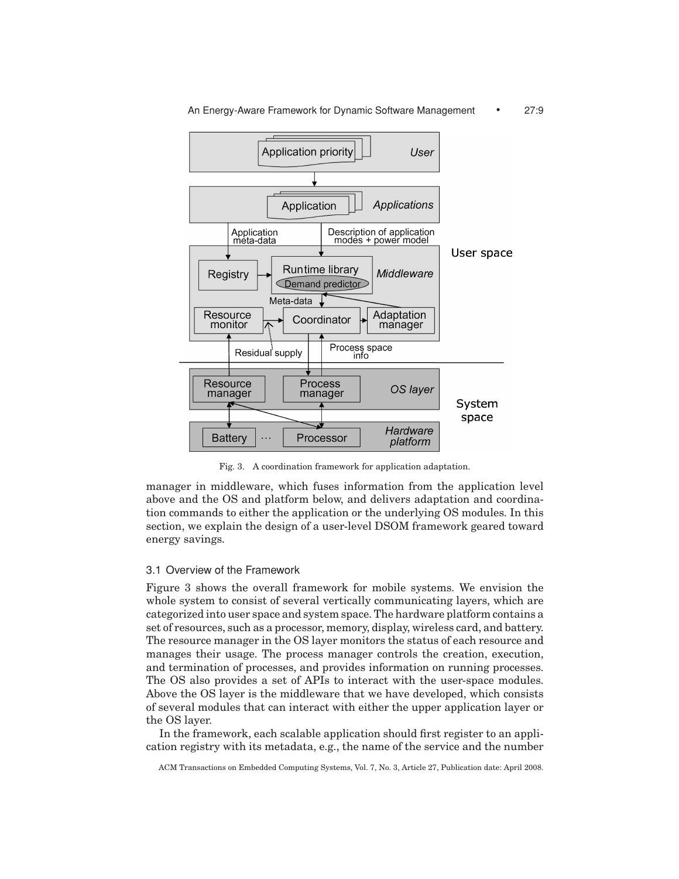Fig. 3. A coordination framework for application adaptation.

manager in middleware, which fuses information from the application level above and the OS and platform below, and delivers adaptation and coordination commands to either the application or the underlying OS modules. In this section, we explain the design of a user-level DSOM framework geared toward energy savings.

### 3.1 Overview of the Framework

Figure 3 shows the overall framework for mobile systems. We envision the whole system to consist of several vertically communicating layers, which are categorized into user space and system space. The hardware platform contains a set of resources, such as a processor, memory, display, wireless card, and battery. The resource manager in the OS layer monitors the status of each resource and manages their usage. The process manager controls the creation, execution, and termination of processes, and provides information on running processes. The OS also provides a set of APIs to interact with the user-space modules. Above the OS layer is the middleware that we have developed, which consists of several modules that can interact with either the upper application layer or the OS layer.

In the framework, each scalable application should first register to an application registry with its metadata, e.g., the name of the service and the number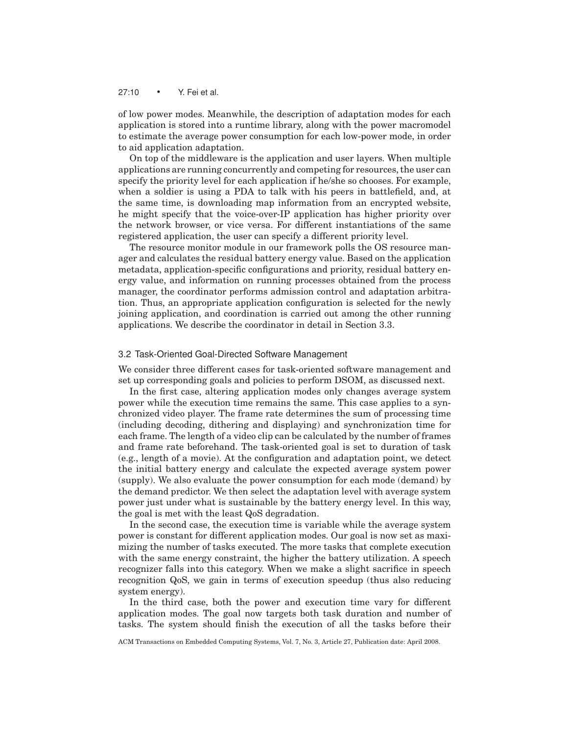of low power modes. Meanwhile, the description of adaptation modes for each application is stored into a runtime library, along with the power macromodel to estimate the average power consumption for each low-power mode, in order to aid application adaptation.

On top of the middleware is the application and user layers. When multiple applications are running concurrently and competing for resources, the user can specify the priority level for each application if he/she so chooses. For example, when a soldier is using a PDA to talk with his peers in battlefield, and, at the same time, is downloading map information from an encrypted website, he might specify that the voice-over-IP application has higher priority over the network browser, or vice versa. For different instantiations of the same registered application, the user can specify a different priority level.

The resource monitor module in our framework polls the OS resource manager and calculates the residual battery energy value. Based on the application metadata, application-specific configurations and priority, residual battery energy value, and information on running processes obtained from the process manager, the coordinator performs admission control and adaptation arbitration. Thus, an appropriate application configuration is selected for the newly joining application, and coordination is carried out among the other running applications. We describe the coordinator in detail in Section 3.3.

## 3.2 Task-Oriented Goal-Directed Software Management

We consider three different cases for task-oriented software management and set up corresponding goals and policies to perform DSOM, as discussed next.

In the first case, altering application modes only changes average system power while the execution time remains the same. This case applies to a synchronized video player. The frame rate determines the sum of processing time (including decoding, dithering and displaying) and synchronization time for each frame. The length of a video clip can be calculated by the number of frames and frame rate beforehand. The task-oriented goal is set to duration of task (e.g., length of a movie). At the configuration and adaptation point, we detect the initial battery energy and calculate the expected average system power (supply). We also evaluate the power consumption for each mode (demand) by the demand predictor. We then select the adaptation level with average system power just under what is sustainable by the battery energy level. In this way, the goal is met with the least QoS degradation.

In the second case, the execution time is variable while the average system power is constant for different application modes. Our goal is now set as maximizing the number of tasks executed. The more tasks that complete execution with the same energy constraint, the higher the battery utilization. A speech recognizer falls into this category. When we make a slight sacrifice in speech recognition QoS, we gain in terms of execution speedup (thus also reducing system energy).

In the third case, both the power and execution time vary for different application modes. The goal now targets both task duration and number of tasks. The system should finish the execution of all the tasks before their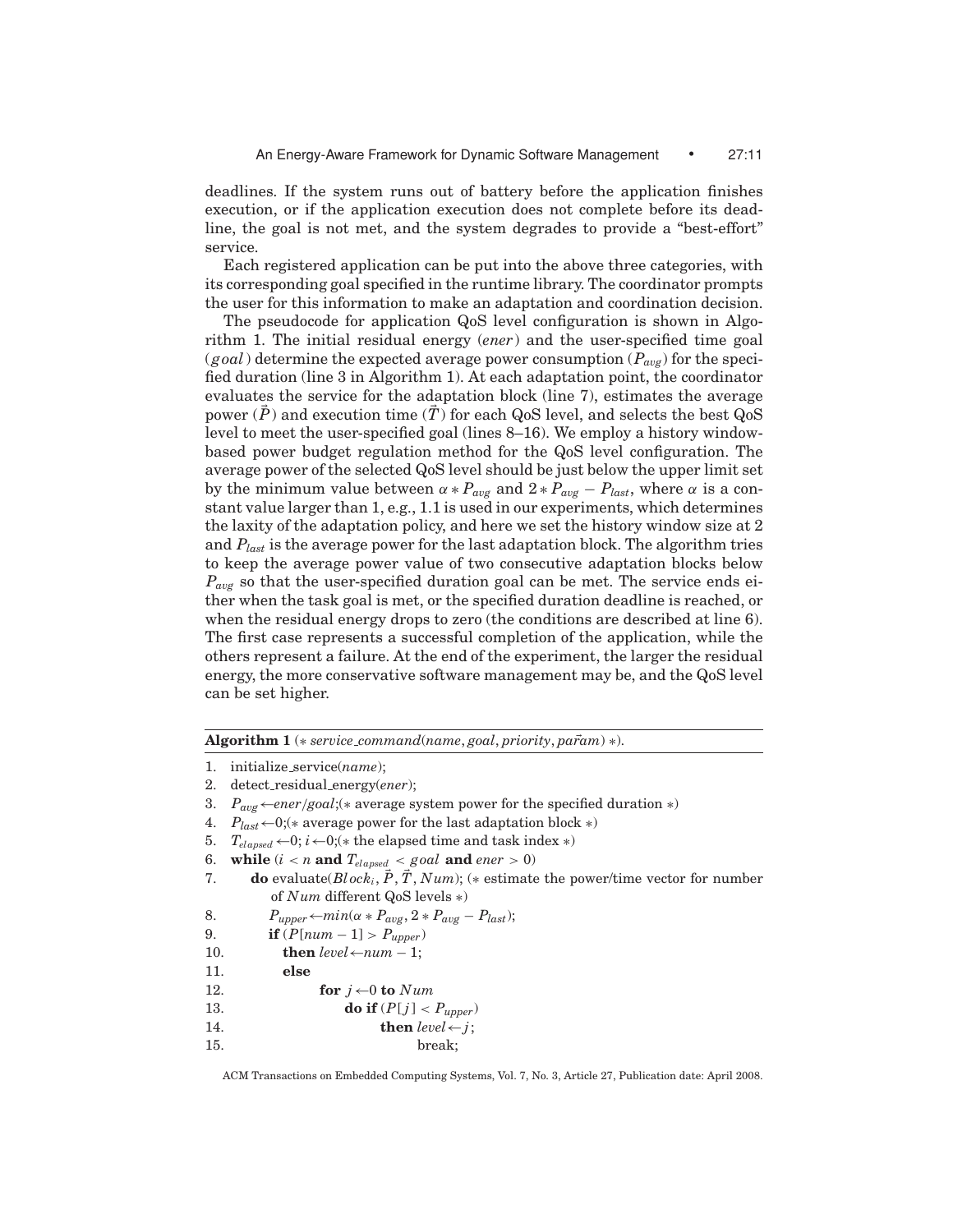deadlines. If the system runs out of battery before the application finishes execution, or if the application execution does not complete before its deadline, the goal is not met, and the system degrades to provide a "best-effort" service.

Each registered application can be put into the above three categories, with its corresponding goal specified in the runtime library. The coordinator prompts the user for this information to make an adaptation and coordination decision.

The pseudocode for application QoS level configuration is shown in Algorithm 1. The initial residual energy (*ener*) and the user-specified time goal (*goal*) determine the expected average power consumption ($P_{avg}$) for the specified duration (line 3 in Algorithm 1). At each adaptation point, the coordinator evaluates the service for the adaptation block (line 7), estimates the average power ($\vec{P}$) and execution time ($\vec{T}$) for each QoS level, and selects the best QoS level to meet the user-specified goal (lines 8–16). We employ a history window-based power budget regulation method for the QoS level configuration. The average power of the selected QoS level should be just below the upper limit set by the minimum value between $\alpha * P_{avg}$ and $2 * P_{avg} - P_{last}$, where $\alpha$ is a constant value larger than 1, e.g., 1.1 is used in our experiments, which determines the laxity of the adaptation policy, and here we set the history window size at 2 and $P_{last}$ is the average power for the last adaptation block. The algorithm tries to keep the average power value of two consecutive adaptation blocks below $P_{avg}$ so that the user-specified duration goal can be met. The service ends either when the task goal is met, or the specified duration deadline is reached, or when the residual energy drops to zero (the conditions are described at line 6). The first case represents a successful completion of the application, while the others represent a failure. At the end of the experiment, the larger the residual energy, the more conservative software management may be, and the QoS level can be set higher.

**Algorithm 1** (∗ *service_command*(*name*, *goal*, *priority*, $\vec{param}$) ∗).

```
1.  initialize_service(name);
2.  detect_residual_energy(ener);
3.  P_avg ← ener/goal;(∗ average system power for the specified duration ∗)
4.  P_last ← 0;(∗ average power for the last adaptation block ∗)
5.  T_elapsed ← 0; i ← 0;(∗ the elapsed time and task index ∗)
6.  while (i < n and T_elapsed < goal and ener > 0)
7.      do evaluate(Block_i, P⃗, T⃗, Num); (∗ estimate the power/time vector for number
           of Num different QoS levels ∗)
8.      P_upper ← min(α ∗ P_avg, 2 ∗ P_avg − P_last);
9.      if (P[num − 1] > P_upper)
10.       then level ← num − 1;
11.     else
12.           for j ← 0 to Num
13.               do if (P[j] < P_upper)
14.                     then level ← j;
15.                          break;
```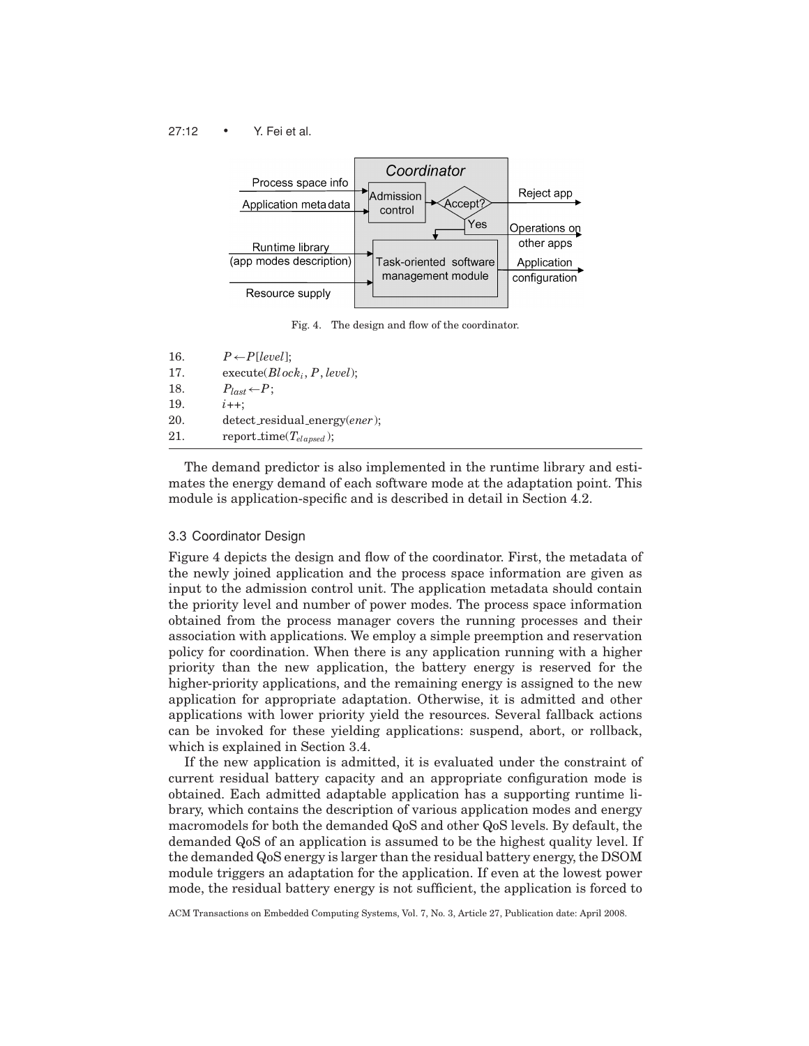Fig. 4. The design and flow of the coordinator.

```
16.    P ← P[level];
17.    execute(Block_i, P, level);
18.    P_last ← P;
19.    i++;
20.    detect_residual_energy(ener);
21.    report_time(T_elapsed);
```

The demand predictor is also implemented in the runtime library and estimates the energy demand of each software mode at the adaptation point. This module is application-specific and is described in detail in Section 4.2.

### 3.3 Coordinator Design

Figure 4 depicts the design and flow of the coordinator. First, the metadata of the newly joined application and the process space information are given as input to the admission control unit. The application metadata should contain the priority level and number of power modes. The process space information obtained from the process manager covers the running processes and their association with applications. We employ a simple preemption and reservation policy for coordination. When there is any application running with a higher priority than the new application, the battery energy is reserved for the higher-priority applications, and the remaining energy is assigned to the new application for appropriate adaptation. Otherwise, it is admitted and other applications with lower priority yield the resources. Several fallback actions can be invoked for these yielding applications: suspend, abort, or rollback, which is explained in Section 3.4.

If the new application is admitted, it is evaluated under the constraint of current residual battery capacity and an appropriate configuration mode is obtained. Each admitted adaptable application has a supporting runtime library, which contains the description of various application modes and energy macromodels for both the demanded QoS and other QoS levels. By default, the demanded QoS of an application is assumed to be the highest quality level. If the demanded QoS energy is larger than the residual battery energy, the DSOM module triggers an adaptation for the application. If even at the lowest power mode, the residual battery energy is not sufficient, the application is forced to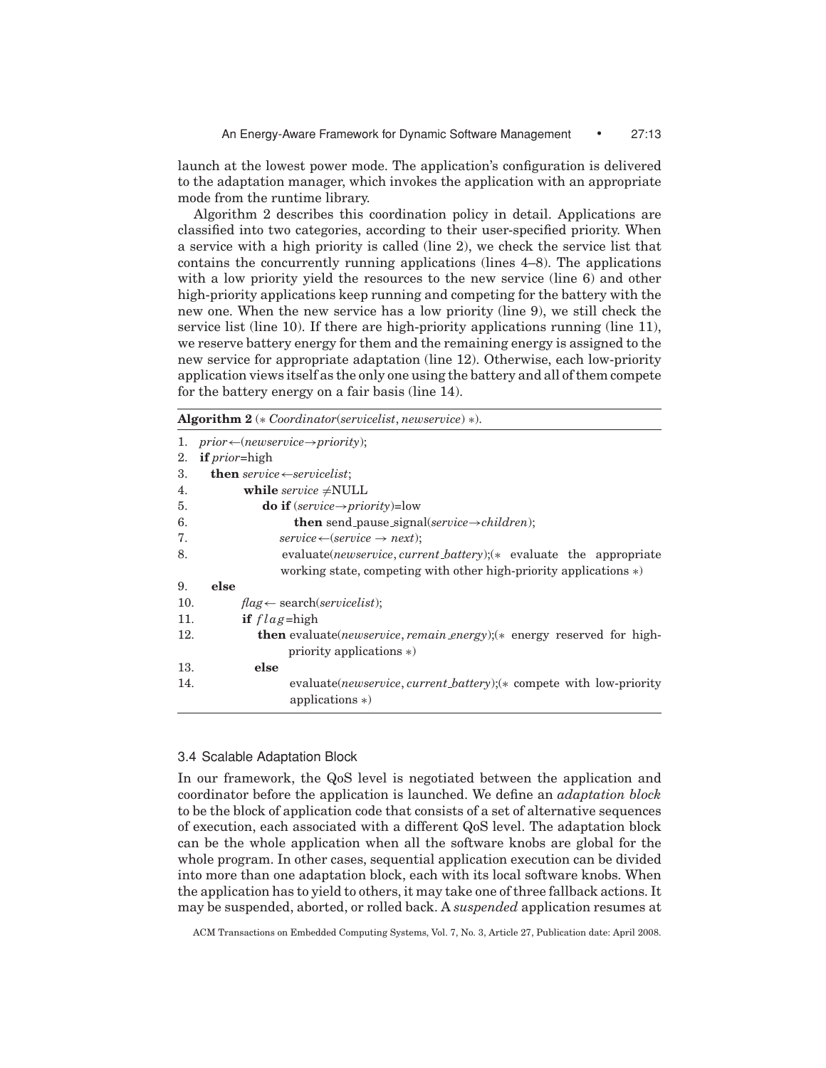launch at the lowest power mode. The application's configuration is delivered to the adaptation manager, which invokes the application with an appropriate mode from the runtime library.

Algorithm 2 describes this coordination policy in detail. Applications are classified into two categories, according to their user-specified priority. When a service with a high priority is called (line 2), we check the service list that contains the concurrently running applications (lines 4–8). The applications with a low priority yield the resources to the new service (line 6) and other high-priority applications keep running and competing for the battery with the new one. When the new service has a low priority (line 9), we still check the service list (line 10). If there are high-priority applications running (line 11), we reserve battery energy for them and the remaining energy is assigned to the new service for appropriate adaptation (line 12). Otherwise, each low-priority application views itself as the only one using the battery and all of them compete for the battery energy on a fair basis (line 14).

**Algorithm 2** (∗ *Coordinator*(*servicelist*, *newservice*) ∗).

```
1.  prior ←(newservice→priority);
2.  if prior=high
3.    then service ←servicelist;
4.         while service ≠NULL
5.            do if (service→priority)=low
6.                 then send_pause_signal(service→children);
7.               service ←(service → next);
8.               evaluate(newservice, current_battery);(∗ evaluate the appropriate
                 working state, competing with other high-priority applications ∗)
9.    else
10.        flag ← search(servicelist);
11.        if flag=high
12.          then evaluate(newservice, remain_energy);(∗ energy reserved for high-
                  priority applications ∗)
13.        else
14.               evaluate(newservice, current_battery);(∗ compete with low-priority
                  applications ∗)
```

### 3.4 Scalable Adaptation Block

In our framework, the QoS level is negotiated between the application and coordinator before the application is launched. We define an *adaptation block* to be the block of application code that consists of a set of alternative sequences of execution, each associated with a different QoS level. The adaptation block can be the whole application when all the software knobs are global for the whole program. In other cases, sequential application execution can be divided into more than one adaptation block, each with its local software knobs. When the application has to yield to others, it may take one of three fallback actions. It may be suspended, aborted, or rolled back. A *suspended* application resumes at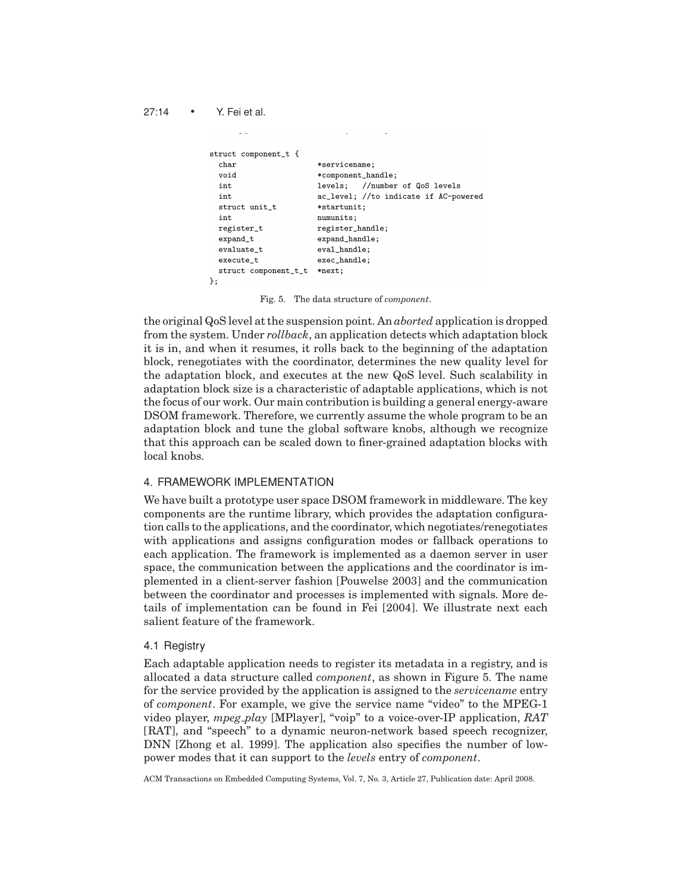```
struct component_t {
  char                  *servicename;
  void                  *component_handle;
  int                   levels;   //number of QoS levels
  int                   ac_level; //to indicate if AC-powered
  struct unit_t         *startunit;
  int                   numunits;
  register_t            register_handle;
  expand_t              expand_handle;
  evaluate_t            eval_handle;
  execute_t             exec_handle;
  struct component_t_t  *next;
};
```

Fig. 5. The data structure of *component*.

the original QoS level at the suspension point. An *aborted* application is dropped from the system. Under *rollback*, an application detects which adaptation block it is in, and when it resumes, it rolls back to the beginning of the adaptation block, renegotiates with the coordinator, determines the new quality level for the adaptation block, and executes at the new QoS level. Such scalability in adaptation block size is a characteristic of adaptable applications, which is not the focus of our work. Our main contribution is building a general energy-aware DSOM framework. Therefore, we currently assume the whole program to be an adaptation block and tune the global software knobs, although we recognize that this approach can be scaled down to finer-grained adaptation blocks with local knobs.

## 4. FRAMEWORK IMPLEMENTATION

We have built a prototype user space DSOM framework in middleware. The key components are the runtime library, which provides the adaptation configuration calls to the applications, and the coordinator, which negotiates/renegotiates with applications and assigns configuration modes or fallback operations to each application. The framework is implemented as a daemon server in user space, the communication between the applications and the coordinator is implemented in a client-server fashion [Pouwelse 2003] and the communication between the coordinator and processes is implemented with signals. More details of implementation can be found in Fei [2004]. We illustrate next each salient feature of the framework.

### 4.1 Registry

Each adaptable application needs to register its metadata in a registry, and is allocated a data structure called *component*, as shown in Figure 5. The name for the service provided by the application is assigned to the *servicename* entry of *component*. For example, we give the service name "video" to the MPEG-1 video player, *mpeg_play* [MPlayer], "voip" to a voice-over-IP application, *RAT* [RAT], and "speech" to a dynamic neuron-network based speech recognizer, DNN [Zhong et al. 1999]. The application also specifies the number of low-power modes that it can support to the *levels* entry of *component*.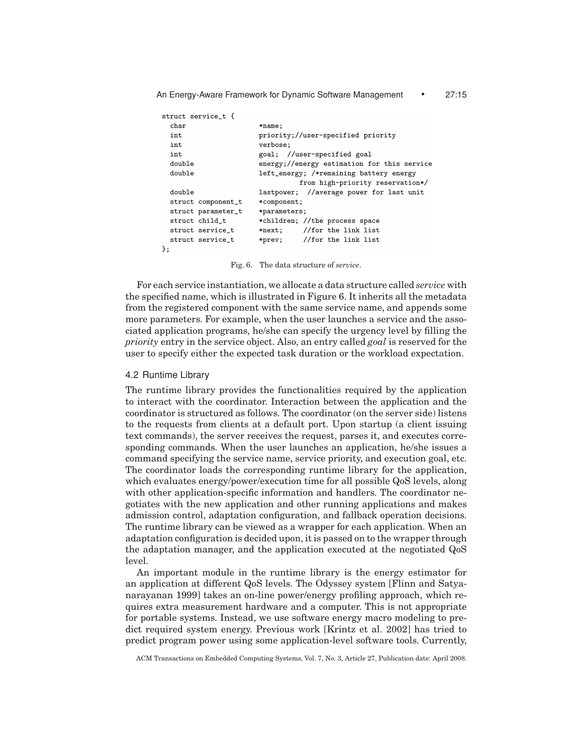```
struct service_t {
  char                 *name;
  int                  priority;//user-specified priority
  int                  verbose;
  int                  goal;  //user-specified goal
  double               energy;//energy estimation for this service
  double               left_energy; /*remaining battery energy
                                  from high-priority reservation*/
  double               lastpower;  //average power for last unit
  struct component_t   *component;
  struct parameter_t   *parameters;
  struct child_t       *children; //the process space
  struct service_t     *next;     //for the link list
  struct service_t     *prev;     //for the link list
};
```

Fig. 6. The data structure of *service*.

For each service instantiation, we allocate a data structure called *service* with the specified name, which is illustrated in Figure 6. It inherits all the metadata from the registered component with the same service name, and appends some more parameters. For example, when the user launches a service and the associated application programs, he/she can specify the urgency level by filling the *priority* entry in the service object. Also, an entry called *goal* is reserved for the user to specify either the expected task duration or the workload expectation.

### 4.2 Runtime Library

The runtime library provides the functionalities required by the application to interact with the coordinator. Interaction between the application and the coordinator is structured as follows. The coordinator (on the server side) listens to the requests from clients at a default port. Upon startup (a client issuing text commands), the server receives the request, parses it, and executes corresponding commands. When the user launches an application, he/she issues a command specifying the service name, service priority, and execution goal, etc. The coordinator loads the corresponding runtime library for the application, which evaluates energy/power/execution time for all possible QoS levels, along with other application-specific information and handlers. The coordinator negotiates with the new application and other running applications and makes admission control, adaptation configuration, and fallback operation decisions. The runtime library can be viewed as a wrapper for each application. When an adaptation configuration is decided upon, it is passed on to the wrapper through the adaptation manager, and the application executed at the negotiated QoS level.

An important module in the runtime library is the energy estimator for an application at different QoS levels. The Odyssey system [Flinn and Satyanarayanan 1999] takes an on-line power/energy profiling approach, which requires extra measurement hardware and a computer. This is not appropriate for portable systems. Instead, we use software energy macro modeling to predict required system energy. Previous work [Krintz et al. 2002] has tried to predict program power using some application-level software tools. Currently,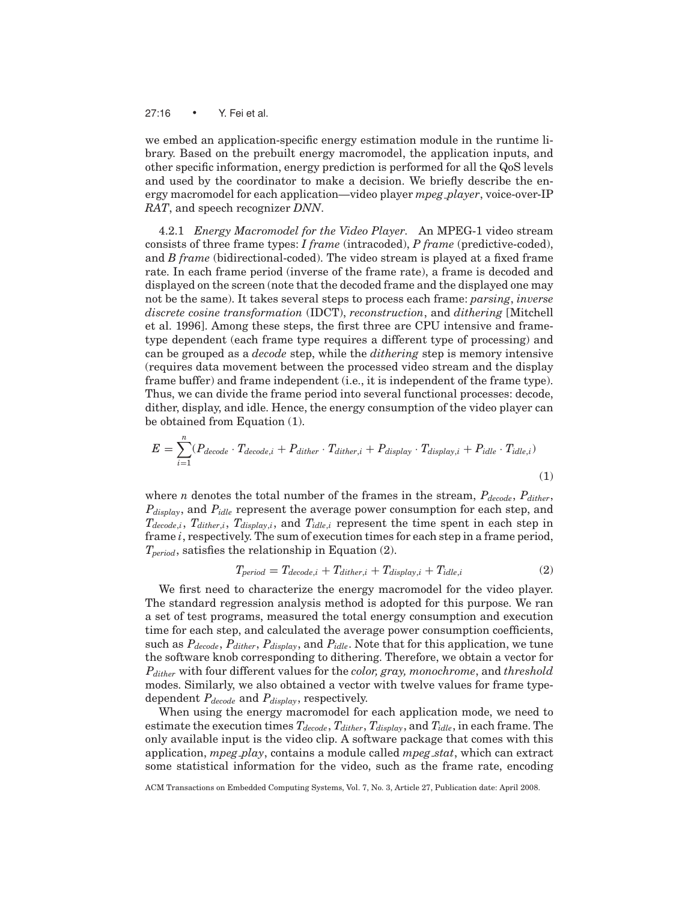we embed an application-specific energy estimation module in the runtime library. Based on the prebuilt energy macromodel, the application inputs, and other specific information, energy prediction is performed for all the QoS levels and used by the coordinator to make a decision. We briefly describe the energy macromodel for each application—video player *mpeg_player*, voice-over-IP *RAT*, and speech recognizer *DNN*.

4.2.1 *Energy Macromodel for the Video Player.* An MPEG-1 video stream consists of three frame types: *I frame* (intracoded), *P frame* (predictive-coded), and *B frame* (bidirectional-coded). The video stream is played at a fixed frame rate. In each frame period (inverse of the frame rate), a frame is decoded and displayed on the screen (note that the decoded frame and the displayed one may not be the same). It takes several steps to process each frame: *parsing*, *inverse discrete cosine transformation* (IDCT), *reconstruction*, and *dithering* [Mitchell et al. 1996]. Among these steps, the first three are CPU intensive and frame-type dependent (each frame type requires a different type of processing) and can be grouped as a *decode* step, while the *dithering* step is memory intensive (requires data movement between the processed video stream and the display frame buffer) and frame independent (i.e., it is independent of the frame type). Thus, we can divide the frame period into several functional processes: decode, dither, display, and idle. Hence, the energy consumption of the video player can be obtained from Equation (1).

$$E = \sum_{i=1}^{n}(P_{decode} \cdot T_{decode,i} + P_{dither} \cdot T_{dither,i} + P_{display} \cdot T_{display,i} + P_{idle} \cdot T_{idle,i}) \tag{1}$$

where $n$ denotes the total number of the frames in the stream, $P_{decode}$, $P_{dither}$, $P_{display}$, and $P_{idle}$ represent the average power consumption for each step, and $T_{decode,i}$, $T_{dither,i}$, $T_{display,i}$, and $T_{idle,i}$ represent the time spent in each step in frame $i$, respectively. The sum of execution times for each step in a frame period, $T_{period}$, satisfies the relationship in Equation (2).

$$T_{period} = T_{decode,i} + T_{dither,i} + T_{display,i} + T_{idle,i} \tag{2}$$

We first need to characterize the energy macromodel for the video player. The standard regression analysis method is adopted for this purpose. We ran a set of test programs, measured the total energy consumption and execution time for each step, and calculated the average power consumption coefficients, such as $P_{decode}$, $P_{dither}$, $P_{display}$, and $P_{idle}$. Note that for this application, we tune the software knob corresponding to dithering. Therefore, we obtain a vector for $P_{dither}$ with four different values for the *color, gray, monochrome*, and *threshold* modes. Similarly, we also obtained a vector with twelve values for frame type-dependent $P_{decode}$ and $P_{display}$, respectively.

When using the energy macromodel for each application mode, we need to estimate the execution times $T_{decode}$, $T_{dither}$, $T_{display}$, and $T_{idle}$, in each frame. The only available input is the video clip. A software package that comes with this application, *mpeg_play*, contains a module called *mpeg_stat*, which can extract some statistical information for the video, such as the frame rate, encoding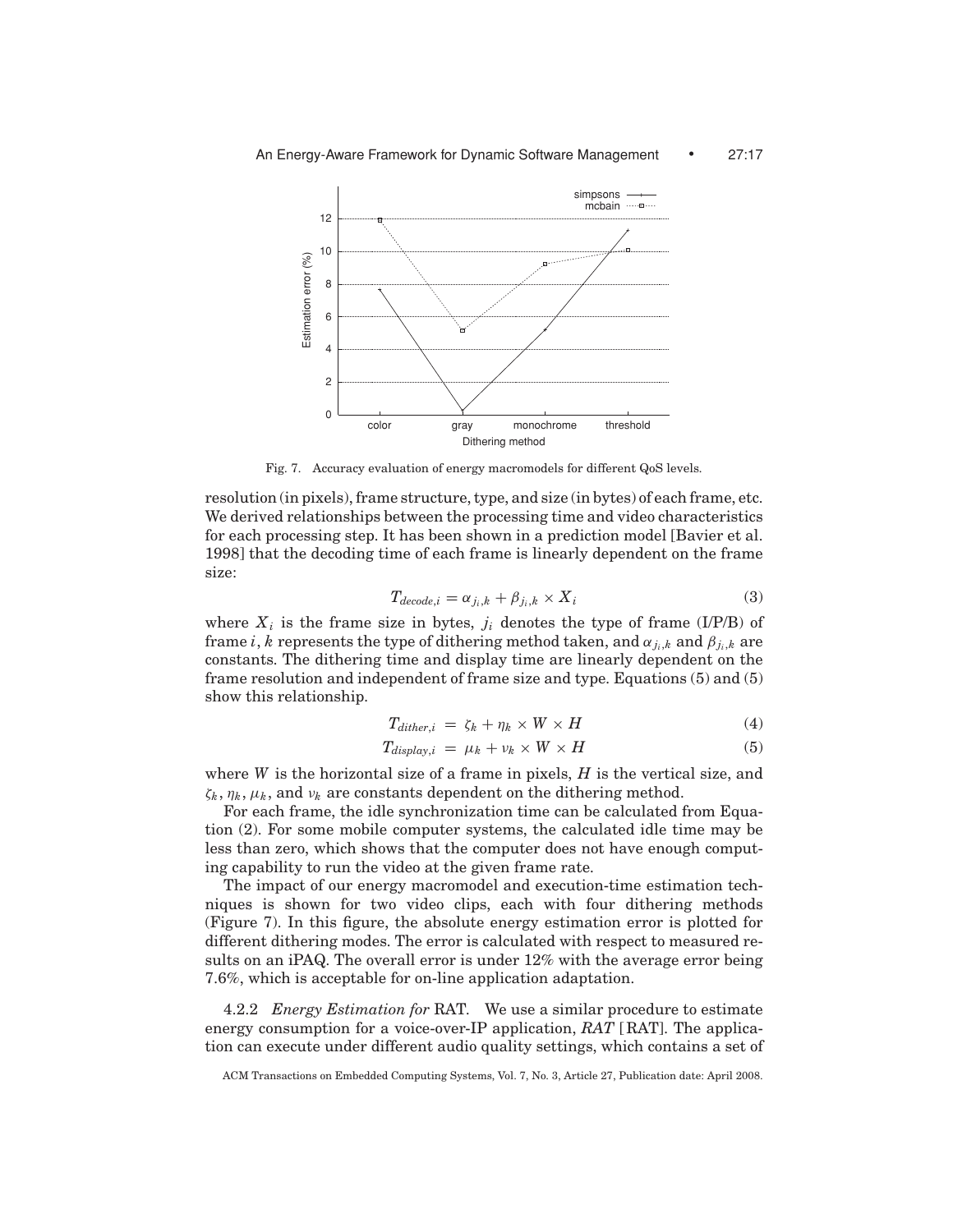Fig. 7. Accuracy evaluation of energy macromodels for different QoS levels.

resolution (in pixels), frame structure, type, and size (in bytes) of each frame, etc. We derived relationships between the processing time and video characteristics for each processing step. It has been shown in a prediction model [Bavier et al. 1998] that the decoding time of each frame is linearly dependent on the frame size:

$$T_{decode,i} = \alpha_{j_i,k} + \beta_{j_i,k} \times X_i \tag{3}$$

where $X_i$ is the frame size in bytes, $j_i$ denotes the type of frame (I/P/B) of frame $i$, $k$ represents the type of dithering method taken, and $\alpha_{j_i,k}$ and $\beta_{j_i,k}$ are constants. The dithering time and display time are linearly dependent on the frame resolution and independent of frame size and type. Equations (5) and (5) show this relationship.

$$T_{dither,i} = \zeta_k + \eta_k \times W \times H \tag{4}$$

$$T_{display,i} = \mu_k + \nu_k \times W \times H \tag{5}$$

where $W$ is the horizontal size of a frame in pixels, $H$ is the vertical size, and $\zeta_k$, $\eta_k$, $\mu_k$, and $\nu_k$ are constants dependent on the dithering method.

For each frame, the idle synchronization time can be calculated from Equation (2). For some mobile computer systems, the calculated idle time may be less than zero, which shows that the computer does not have enough computing capability to run the video at the given frame rate.

The impact of our energy macromodel and execution-time estimation techniques is shown for two video clips, each with four dithering methods (Figure 7). In this figure, the absolute energy estimation error is plotted for different dithering modes. The error is calculated with respect to measured results on an iPAQ. The overall error is under 12% with the average error being 7.6%, which is acceptable for on-line application adaptation.

4.2.2 *Energy Estimation for* RAT. We use a similar procedure to estimate energy consumption for a voice-over-IP application, *RAT* [RAT]. The application can execute under different audio quality settings, which contains a set of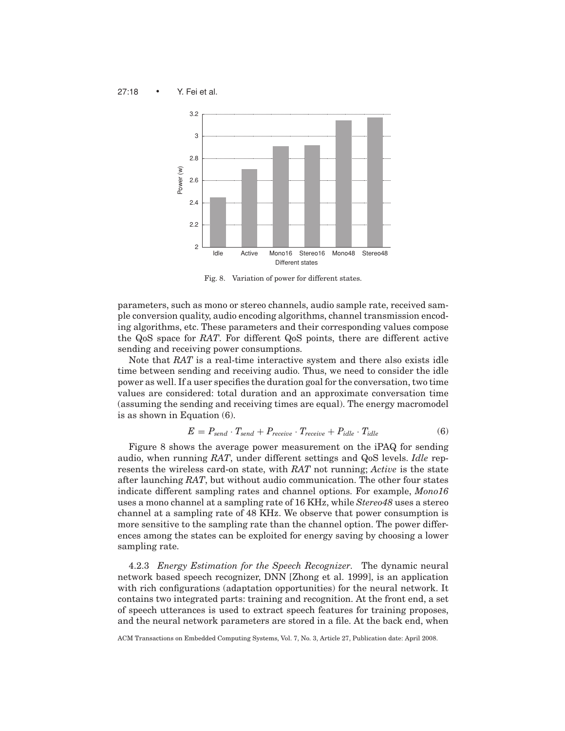Fig. 8. Variation of power for different states.

parameters, such as mono or stereo channels, audio sample rate, received sample conversion quality, audio encoding algorithms, channel transmission encoding algorithms, etc. These parameters and their corresponding values compose the QoS space for *RAT*. For different QoS points, there are different active sending and receiving power consumptions.

Note that *RAT* is a real-time interactive system and there also exists idle time between sending and receiving audio. Thus, we need to consider the idle power as well. If a user specifies the duration goal for the conversation, two time values are considered: total duration and an approximate conversation time (assuming the sending and receiving times are equal). The energy macromodel is as shown in Equation (6).

$$E = P_{send} \cdot T_{send} + P_{receive} \cdot T_{receive} + P_{idle} \cdot T_{idle} \tag{6}$$

Figure 8 shows the average power measurement on the iPAQ for sending audio, when running *RAT*, under different settings and QoS levels. *Idle* represents the wireless card-on state, with *RAT* not running; *Active* is the state after launching *RAT*, but without audio communication. The other four states indicate different sampling rates and channel options. For example, *Mono16* uses a mono channel at a sampling rate of 16 KHz, while *Stereo48* uses a stereo channel at a sampling rate of 48 KHz. We observe that power consumption is more sensitive to the sampling rate than the channel option. The power differences among the states can be exploited for energy saving by choosing a lower sampling rate.

4.2.3 *Energy Estimation for the Speech Recognizer.* The dynamic neural network based speech recognizer, DNN [Zhong et al. 1999], is an application with rich configurations (adaptation opportunities) for the neural network. It contains two integrated parts: training and recognition. At the front end, a set of speech utterances is used to extract speech features for training proposes, and the neural network parameters are stored in a file. At the back end, when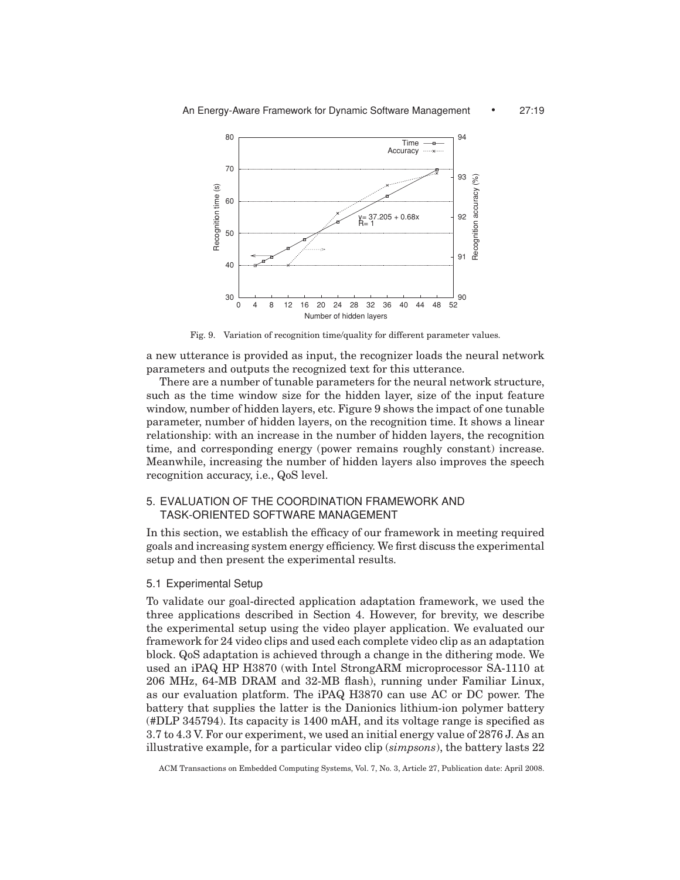Fig. 9. Variation of recognition time/quality for different parameter values.

a new utterance is provided as input, the recognizer loads the neural network parameters and outputs the recognized text for this utterance.

There are a number of tunable parameters for the neural network structure, such as the time window size for the hidden layer, size of the input feature window, number of hidden layers, etc. Figure 9 shows the impact of one tunable parameter, number of hidden layers, on the recognition time. It shows a linear relationship: with an increase in the number of hidden layers, the recognition time, and corresponding energy (power remains roughly constant) increase. Meanwhile, increasing the number of hidden layers also improves the speech recognition accuracy, i.e., QoS level.

## 5. EVALUATION OF THE COORDINATION FRAMEWORK AND TASK-ORIENTED SOFTWARE MANAGEMENT

In this section, we establish the efficacy of our framework in meeting required goals and increasing system energy efficiency. We first discuss the experimental setup and then present the experimental results.

### 5.1 Experimental Setup

To validate our goal-directed application adaptation framework, we used the three applications described in Section 4. However, for brevity, we describe the experimental setup using the video player application. We evaluated our framework for 24 video clips and used each complete video clip as an adaptation block. QoS adaptation is achieved through a change in the dithering mode. We used an iPAQ HP H3870 (with Intel StrongARM microprocessor SA-1110 at 206 MHz, 64-MB DRAM and 32-MB flash), running under Familiar Linux, as our evaluation platform. The iPAQ H3870 can use AC or DC power. The battery that supplies the latter is the Danionics lithium-ion polymer battery (#DLP 345794). Its capacity is 1400 mAH, and its voltage range is specified as 3.7 to 4.3 V. For our experiment, we used an initial energy value of 2876 J. As an illustrative example, for a particular video clip (*simpsons*), the battery lasts 22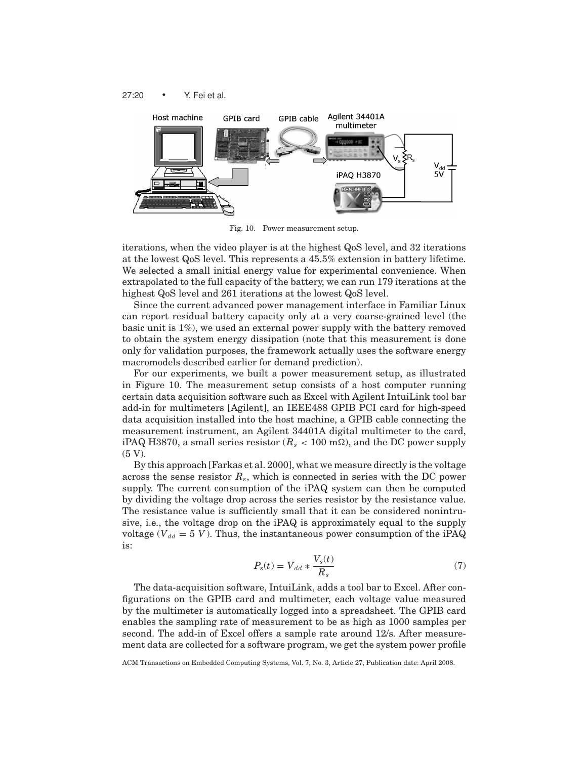Fig. 10. Power measurement setup.

iterations, when the video player is at the highest QoS level, and 32 iterations at the lowest QoS level. This represents a 45.5% extension in battery lifetime. We selected a small initial energy value for experimental convenience. When extrapolated to the full capacity of the battery, we can run 179 iterations at the highest QoS level and 261 iterations at the lowest QoS level.

Since the current advanced power management interface in Familiar Linux can report residual battery capacity only at a very coarse-grained level (the basic unit is 1%), we used an external power supply with the battery removed to obtain the system energy dissipation (note that this measurement is done only for validation purposes, the framework actually uses the software energy macromodels described earlier for demand prediction).

For our experiments, we built a power measurement setup, as illustrated in Figure 10. The measurement setup consists of a host computer running certain data acquisition software such as Excel with Agilent IntuiLink tool bar add-in for multimeters [Agilent], an IEEE488 GPIB PCI card for high-speed data acquisition installed into the host machine, a GPIB cable connecting the measurement instrument, an Agilent 34401A digital multimeter to the card, iPAQ H3870, a small series resistor ($R_s < 100$ mΩ), and the DC power supply (5 V).

By this approach [Farkas et al. 2000], what we measure directly is the voltage across the sense resistor $R_s$, which is connected in series with the DC power supply. The current consumption of the iPAQ system can then be computed by dividing the voltage drop across the series resistor by the resistance value. The resistance value is sufficiently small that it can be considered nonintrusive, i.e., the voltage drop on the iPAQ is approximately equal to the supply voltage ($V_{dd} = 5\ V$). Thus, the instantaneous power consumption of the iPAQ is:

$$P_s(t) = V_{dd} * \frac{V_s(t)}{R_s} \tag{7}$$

The data-acquisition software, IntuiLink, adds a tool bar to Excel. After configurations on the GPIB card and multimeter, each voltage value measured by the multimeter is automatically logged into a spreadsheet. The GPIB card enables the sampling rate of measurement to be as high as 1000 samples per second. The add-in of Excel offers a sample rate around 12/s. After measurement data are collected for a software program, we get the system power profile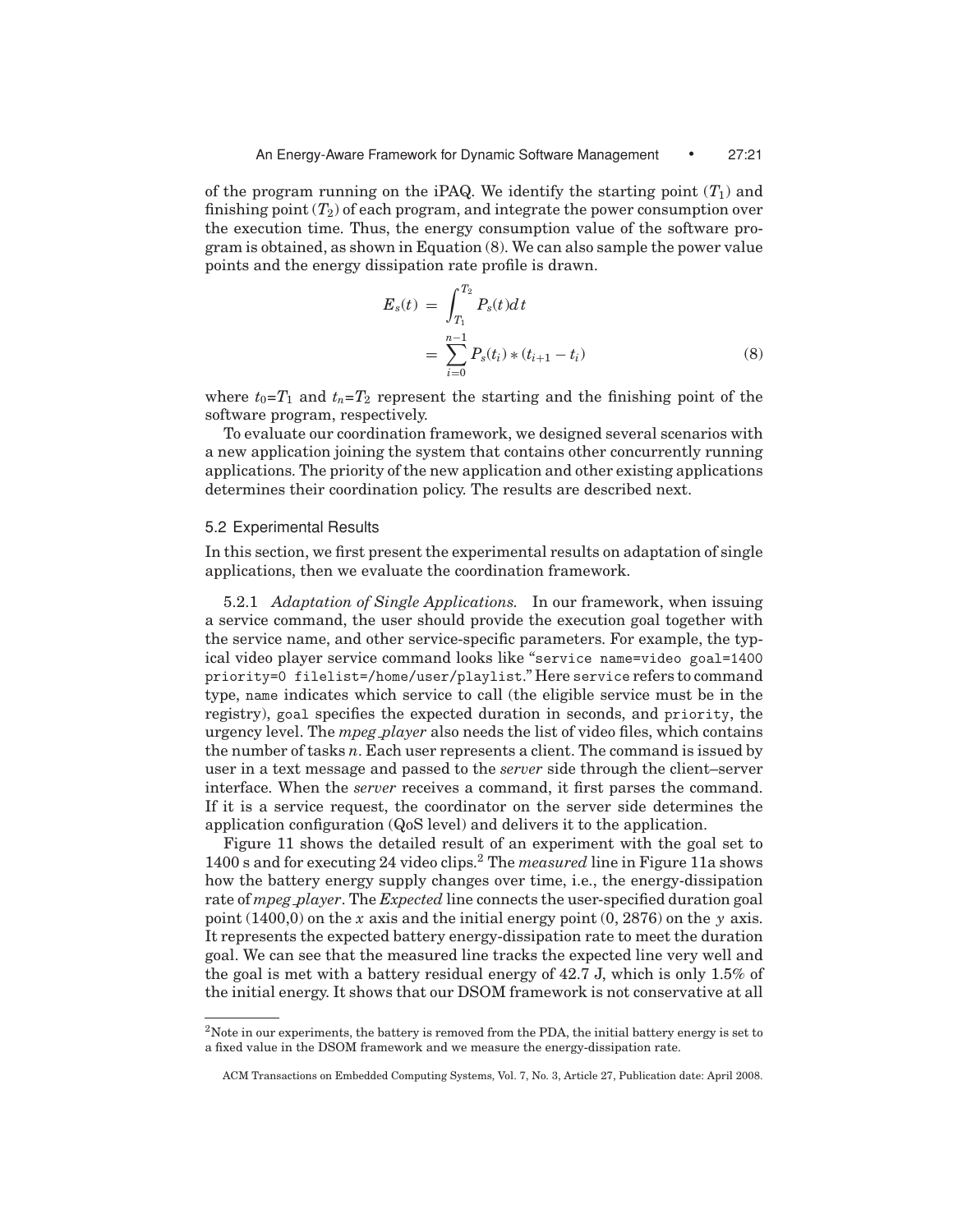of the program running on the iPAQ. We identify the starting point ($T_1$) and finishing point ($T_2$) of each program, and integrate the power consumption over the execution time. Thus, the energy consumption value of the software program is obtained, as shown in Equation (8). We can also sample the power value points and the energy dissipation rate profile is drawn.

$$
\begin{aligned}
E_s(t) &= \int_{T_1}^{T_2} P_s(t)dt \\
&= \sum_{i=0}^{n-1} P_s(t_i) * (t_{i+1} - t_i)
\end{aligned}
\tag{8}
$$

where $t_0$=$T_1$ and $t_n$=$T_2$ represent the starting and the finishing point of the software program, respectively.

To evaluate our coordination framework, we designed several scenarios with a new application joining the system that contains other concurrently running applications. The priority of the new application and other existing applications determines their coordination policy. The results are described next.

## 5.2 Experimental Results

In this section, we first present the experimental results on adaptation of single applications, then we evaluate the coordination framework.

5.2.1 *Adaptation of Single Applications.* In our framework, when issuing a service command, the user should provide the execution goal together with the service name, and other service-specific parameters. For example, the typical video player service command looks like "`service name=video goal=1400 priority=0 filelist=/home/user/playlist`." Here `service` refers to command type, `name` indicates which service to call (the eligible service must be in the registry), `goal` specifies the expected duration in seconds, and `priority`, the urgency level. The *mpeg_player* also needs the list of video files, which contains the number of tasks $n$. Each user represents a client. The command is issued by user in a text message and passed to the *server* side through the client–server interface. When the *server* receives a command, it first parses the command. If it is a service request, the coordinator on the server side determines the application configuration (QoS level) and delivers it to the application.

Figure 11 shows the detailed result of an experiment with the goal set to 1400 s and for executing 24 video clips.[2] The *measured* line in Figure 11a shows how the battery energy supply changes over time, i.e., the energy-dissipation rate of *mpeg_player*. The *Expected* line connects the user-specified duration goal point (1400,0) on the $x$ axis and the initial energy point (0, 2876) on the $y$ axis. It represents the expected battery energy-dissipation rate to meet the duration goal. We can see that the measured line tracks the expected line very well and the goal is met with a battery residual energy of 42.7 J, which is only 1.5% of the initial energy. It shows that our DSOM framework is not conservative at all

---

[2]Note in our experiments, the battery is removed from the PDA, the initial battery energy is set to a fixed value in the DSOM framework and we measure the energy-dissipation rate.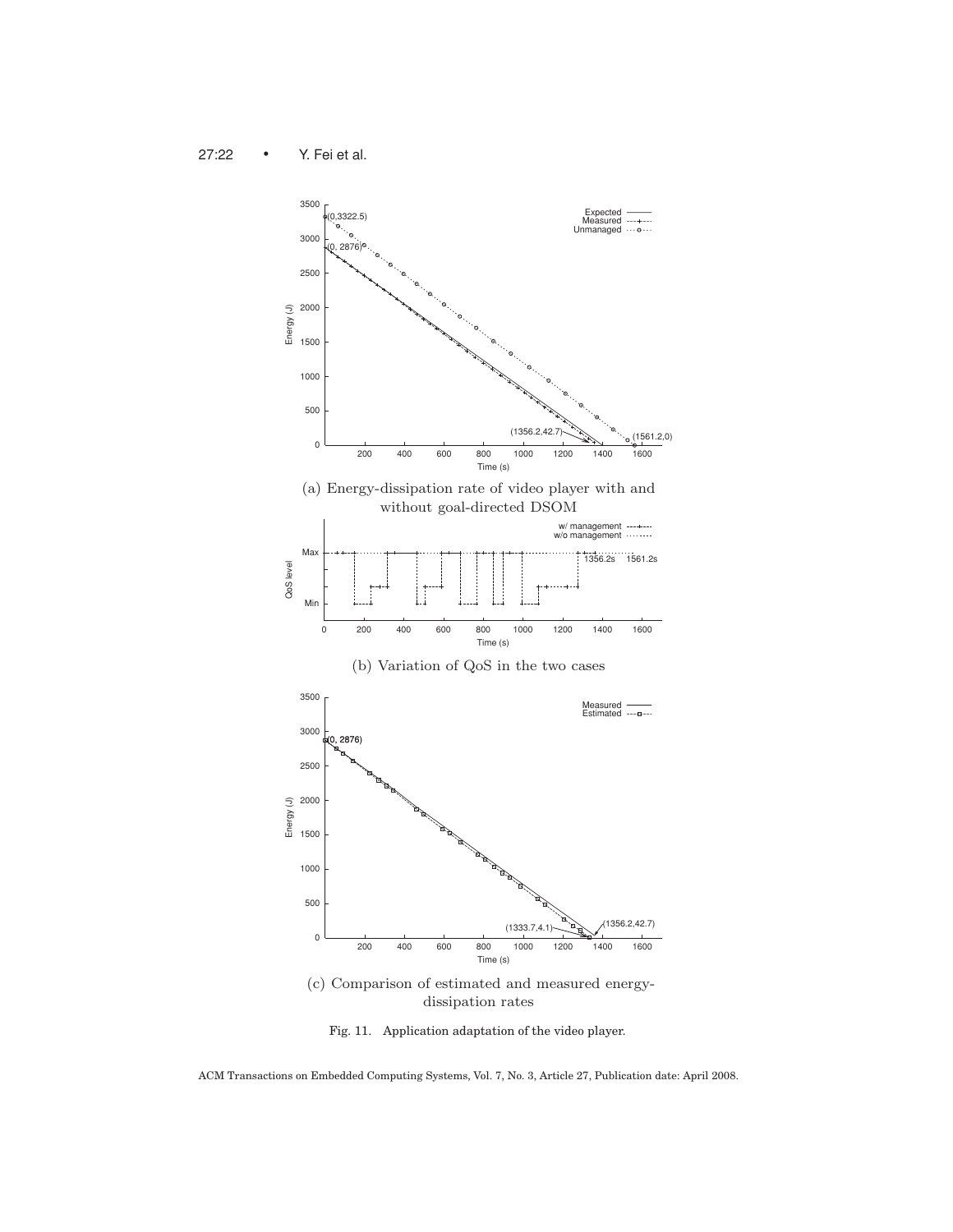(a) Energy-dissipation rate of video player with and without goal-directed DSOM

(b) Variation of QoS in the two cases

(c) Comparison of estimated and measured energy-dissipation rates

Fig. 11. Application adaptation of the video player.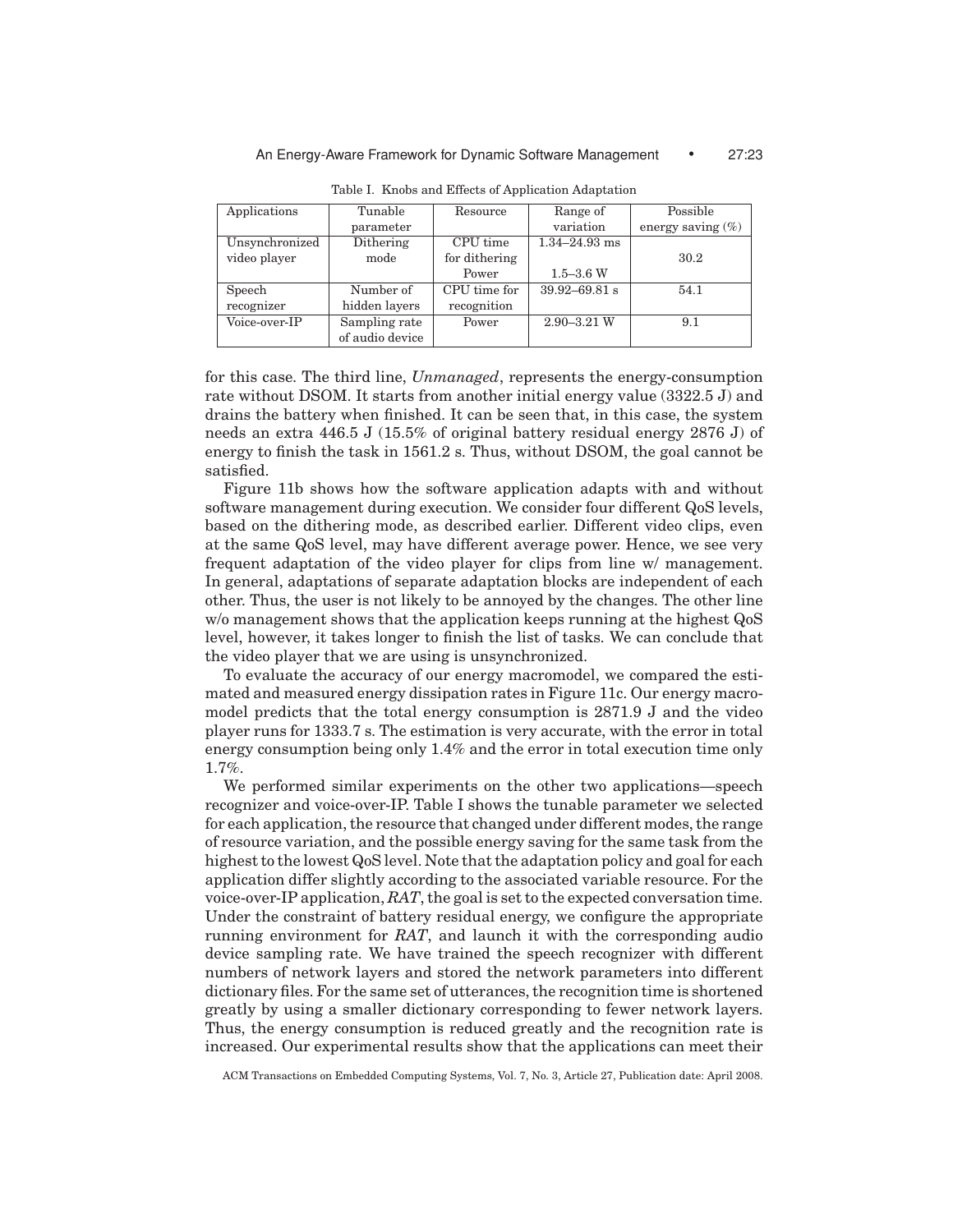Table I. Knobs and Effects of Application Adaptation

| Applications | Tunable parameter | Resource | Range of variation | Possible energy saving (%) |
|---|---|---|---|---|
| Unsynchronized video player | Dithering mode | CPU time for dithering | 1.34–24.93 ms | 30.2 |
| | | Power | 1.5–3.6 W | |
| Speech recognizer | Number of hidden layers | CPU time for recognition | 39.92–69.81 s | 54.1 |
| Voice-over-IP | Sampling rate of audio device | Power | 2.90–3.21 W | 9.1 |

for this case. The third line, *Unmanaged*, represents the energy-consumption rate without DSOM. It starts from another initial energy value (3322.5 J) and drains the battery when finished. It can be seen that, in this case, the system needs an extra 446.5 J (15.5% of original battery residual energy 2876 J) of energy to finish the task in 1561.2 s. Thus, without DSOM, the goal cannot be satisfied.

Figure 11b shows how the software application adapts with and without software management during execution. We consider four different QoS levels, based on the dithering mode, as described earlier. Different video clips, even at the same QoS level, may have different average power. Hence, we see very frequent adaptation of the video player for clips from line w/ management. In general, adaptations of separate adaptation blocks are independent of each other. Thus, the user is not likely to be annoyed by the changes. The other line w/o management shows that the application keeps running at the highest QoS level, however, it takes longer to finish the list of tasks. We can conclude that the video player that we are using is unsynchronized.

To evaluate the accuracy of our energy macromodel, we compared the estimated and measured energy dissipation rates in Figure 11c. Our energy macromodel predicts that the total energy consumption is 2871.9 J and the video player runs for 1333.7 s. The estimation is very accurate, with the error in total energy consumption being only 1.4% and the error in total execution time only 1.7%.

We performed similar experiments on the other two applications—speech recognizer and voice-over-IP. Table I shows the tunable parameter we selected for each application, the resource that changed under different modes, the range of resource variation, and the possible energy saving for the same task from the highest to the lowest QoS level. Note that the adaptation policy and goal for each application differ slightly according to the associated variable resource. For the voice-over-IP application, *RAT*, the goal is set to the expected conversation time. Under the constraint of battery residual energy, we configure the appropriate running environment for *RAT*, and launch it with the corresponding audio device sampling rate. We have trained the speech recognizer with different numbers of network layers and stored the network parameters into different dictionary files. For the same set of utterances, the recognition time is shortened greatly by using a smaller dictionary corresponding to fewer network layers. Thus, the energy consumption is reduced greatly and the recognition rate is increased. Our experimental results show that the applications can meet their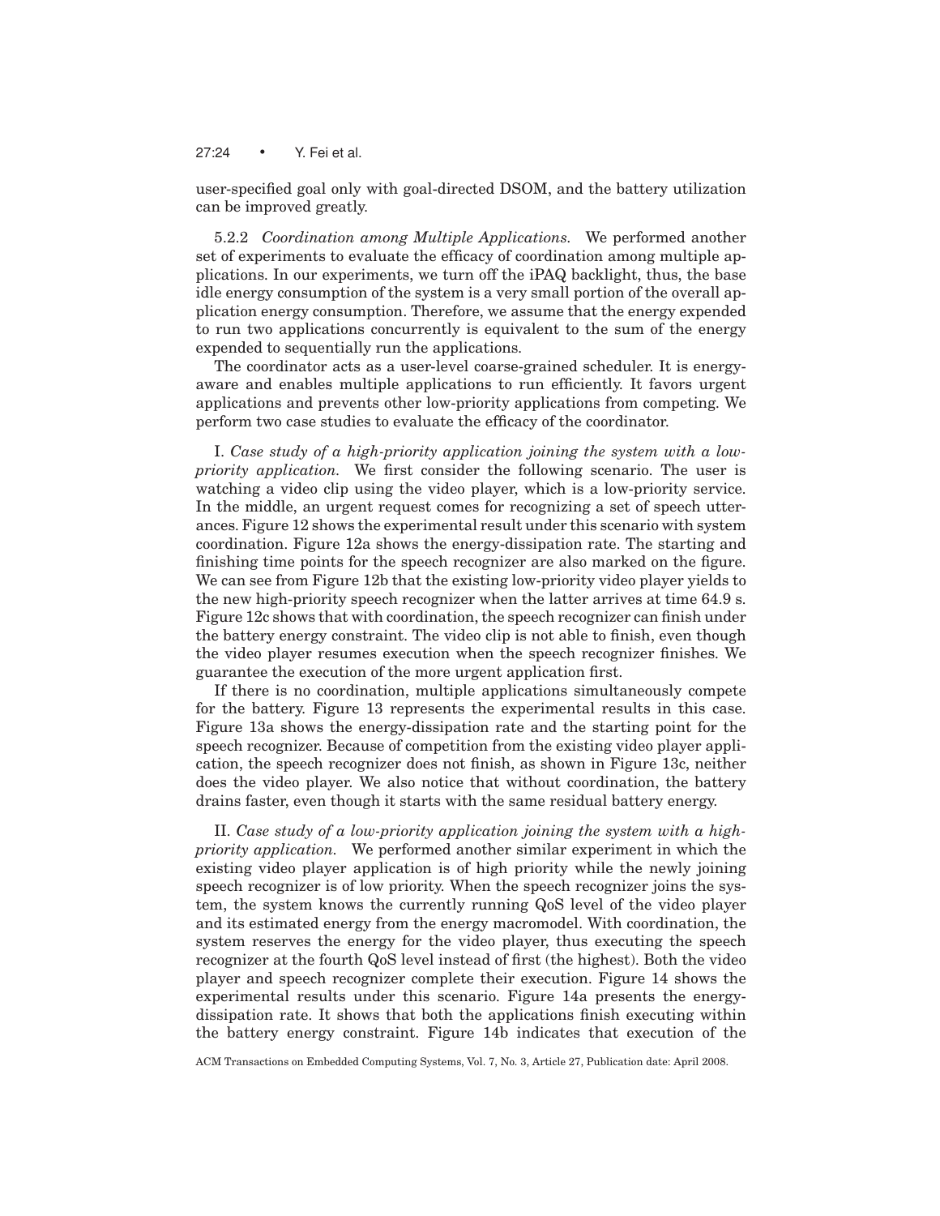user-specified goal only with goal-directed DSOM, and the battery utilization can be improved greatly.

5.2.2 *Coordination among Multiple Applications.* We performed another set of experiments to evaluate the efficacy of coordination among multiple applications. In our experiments, we turn off the iPAQ backlight, thus, the base idle energy consumption of the system is a very small portion of the overall application energy consumption. Therefore, we assume that the energy expended to run two applications concurrently is equivalent to the sum of the energy expended to sequentially run the applications.

The coordinator acts as a user-level coarse-grained scheduler. It is energy-aware and enables multiple applications to run efficiently. It favors urgent applications and prevents other low-priority applications from competing. We perform two case studies to evaluate the efficacy of the coordinator.

I. *Case study of a high-priority application joining the system with a low-priority application.* We first consider the following scenario. The user is watching a video clip using the video player, which is a low-priority service. In the middle, an urgent request comes for recognizing a set of speech utterances. Figure 12 shows the experimental result under this scenario with system coordination. Figure 12a shows the energy-dissipation rate. The starting and finishing time points for the speech recognizer are also marked on the figure. We can see from Figure 12b that the existing low-priority video player yields to the new high-priority speech recognizer when the latter arrives at time 64.9 s. Figure 12c shows that with coordination, the speech recognizer can finish under the battery energy constraint. The video clip is not able to finish, even though the video player resumes execution when the speech recognizer finishes. We guarantee the execution of the more urgent application first.

If there is no coordination, multiple applications simultaneously compete for the battery. Figure 13 represents the experimental results in this case. Figure 13a shows the energy-dissipation rate and the starting point for the speech recognizer. Because of competition from the existing video player application, the speech recognizer does not finish, as shown in Figure 13c, neither does the video player. We also notice that without coordination, the battery drains faster, even though it starts with the same residual battery energy.

II. *Case study of a low-priority application joining the system with a high-priority application.* We performed another similar experiment in which the existing video player application is of high priority while the newly joining speech recognizer is of low priority. When the speech recognizer joins the system, the system knows the currently running QoS level of the video player and its estimated energy from the energy macromodel. With coordination, the system reserves the energy for the video player, thus executing the speech recognizer at the fourth QoS level instead of first (the highest). Both the video player and speech recognizer complete their execution. Figure 14 shows the experimental results under this scenario. Figure 14a presents the energy-dissipation rate. It shows that both the applications finish executing within the battery energy constraint. Figure 14b indicates that execution of the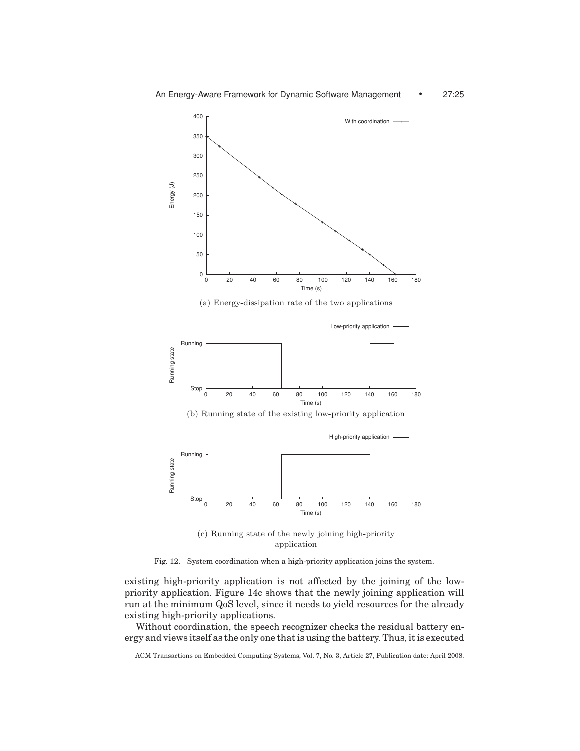(a) Energy-dissipation rate of the two applications

(b) Running state of the existing low-priority application

(c) Running state of the newly joining high-priority application

Fig. 12. System coordination when a high-priority application joins the system.

existing high-priority application is not affected by the joining of the low-priority application. Figure 14c shows that the newly joining application will run at the minimum QoS level, since it needs to yield resources for the already existing high-priority applications.

Without coordination, the speech recognizer checks the residual battery energy and views itself as the only one that is using the battery. Thus, it is executed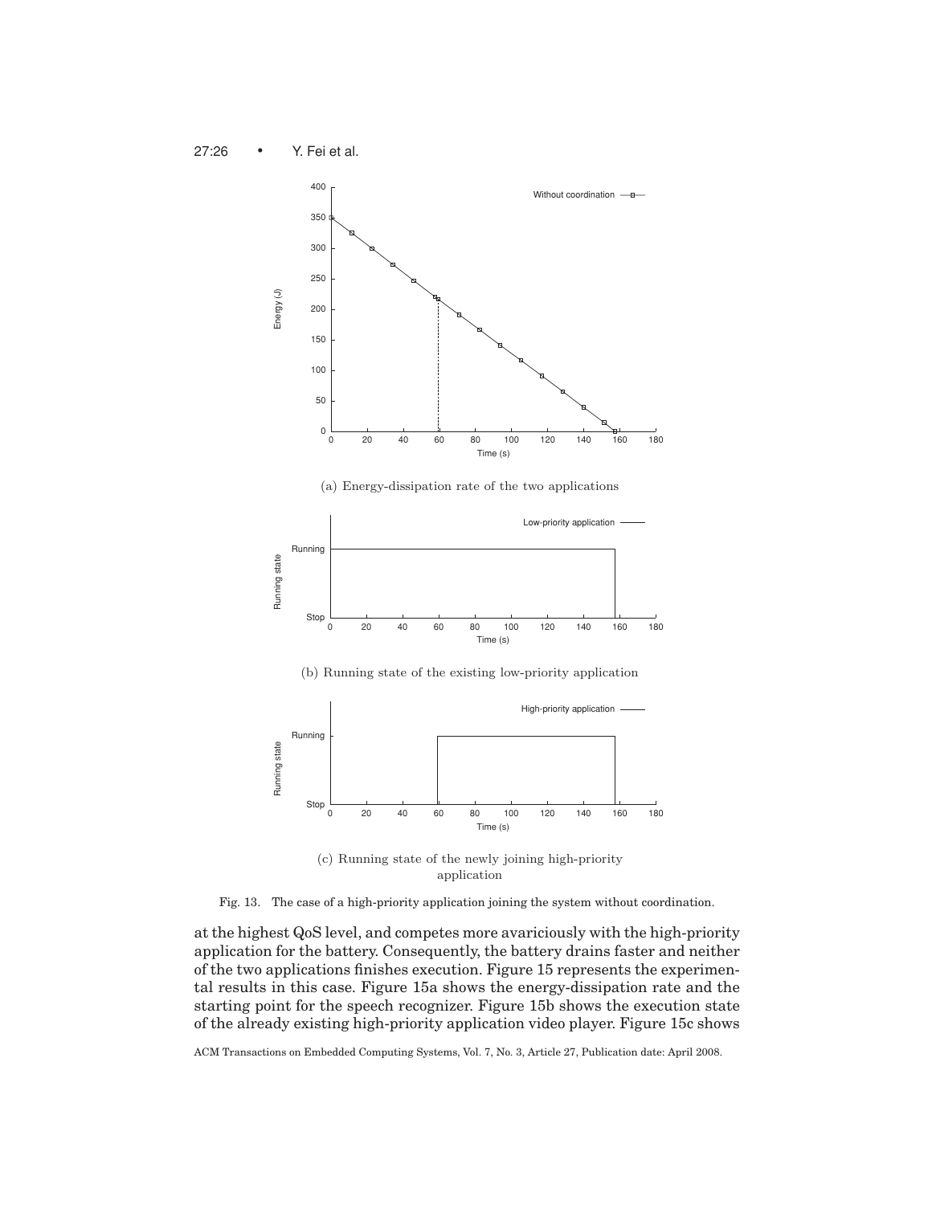(a) Energy-dissipation rate of the two applications

(b) Running state of the existing low-priority application

(c) Running state of the newly joining high-priority application

Fig. 13. The case of a high-priority application joining the system without coordination.

at the highest QoS level, and competes more avariciously with the high-priority application for the battery. Consequently, the battery drains faster and neither of the two applications finishes execution. Figure 15 represents the experimental results in this case. Figure 15a shows the energy-dissipation rate and the starting point for the speech recognizer. Figure 15b shows the execution state of the already existing high-priority application video player. Figure 15c shows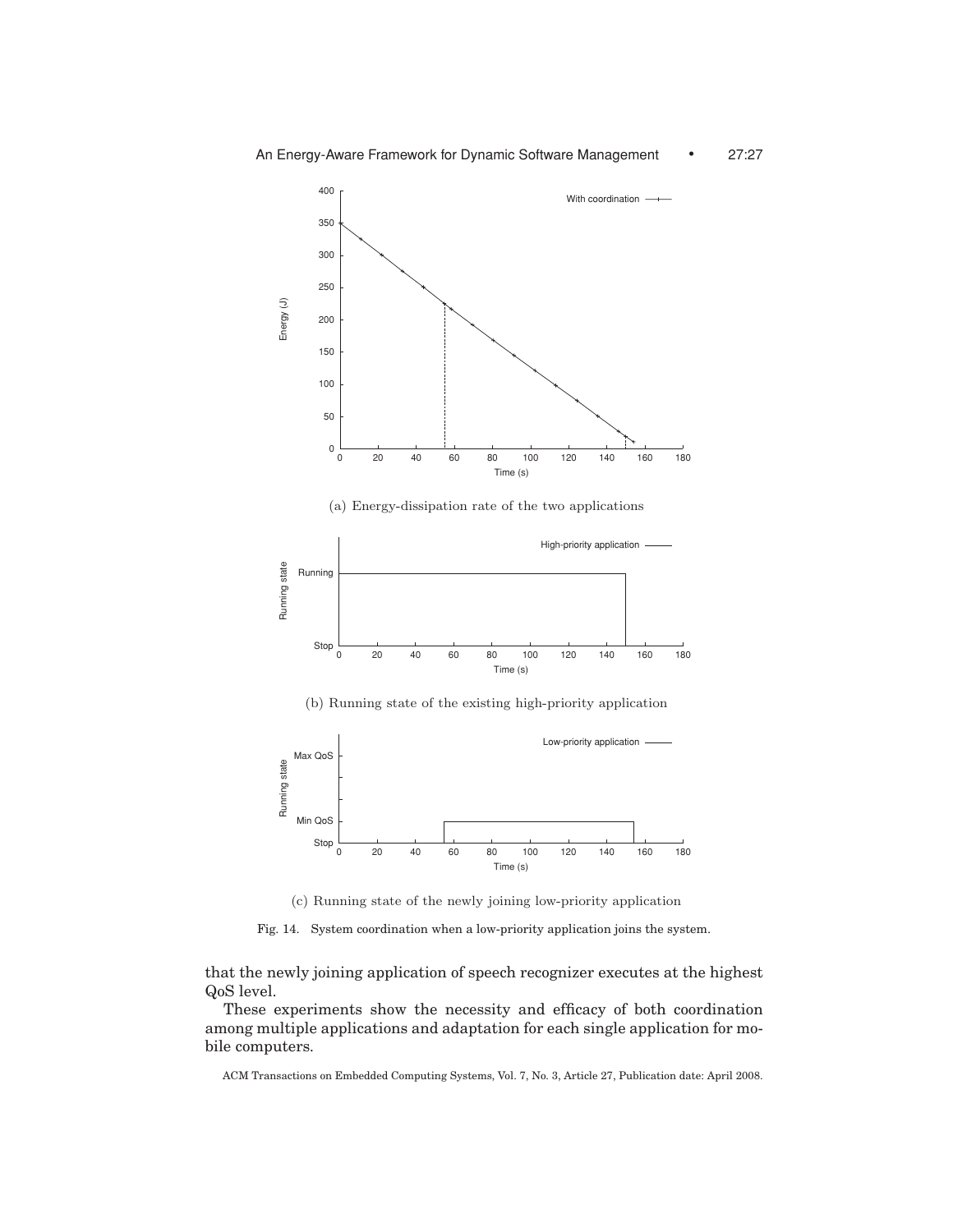(a) Energy-dissipation rate of the two applications

(b) Running state of the existing high-priority application

(c) Running state of the newly joining low-priority application

Fig. 14. System coordination when a low-priority application joins the system.

that the newly joining application of speech recognizer executes at the highest QoS level.

These experiments show the necessity and efficacy of both coordination among multiple applications and adaptation for each single application for mobile computers.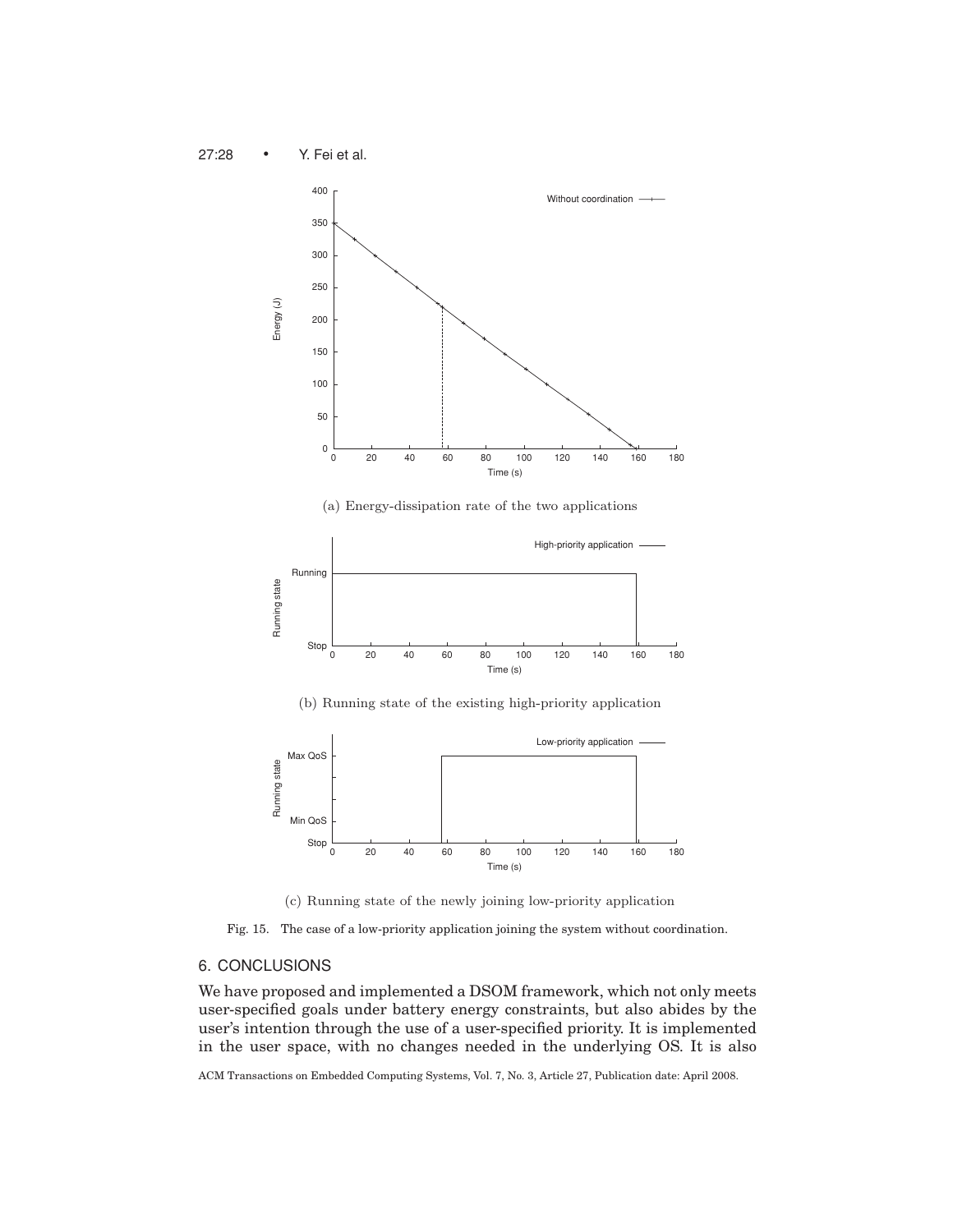(a) Energy-dissipation rate of the two applications

(b) Running state of the existing high-priority application

(c) Running state of the newly joining low-priority application

Fig. 15. The case of a low-priority application joining the system without coordination.

## 6. CONCLUSIONS

We have proposed and implemented a DSOM framework, which not only meets user-specified goals under battery energy constraints, but also abides by the user's intention through the use of a user-specified priority. It is implemented in the user space, with no changes needed in the underlying OS. It is also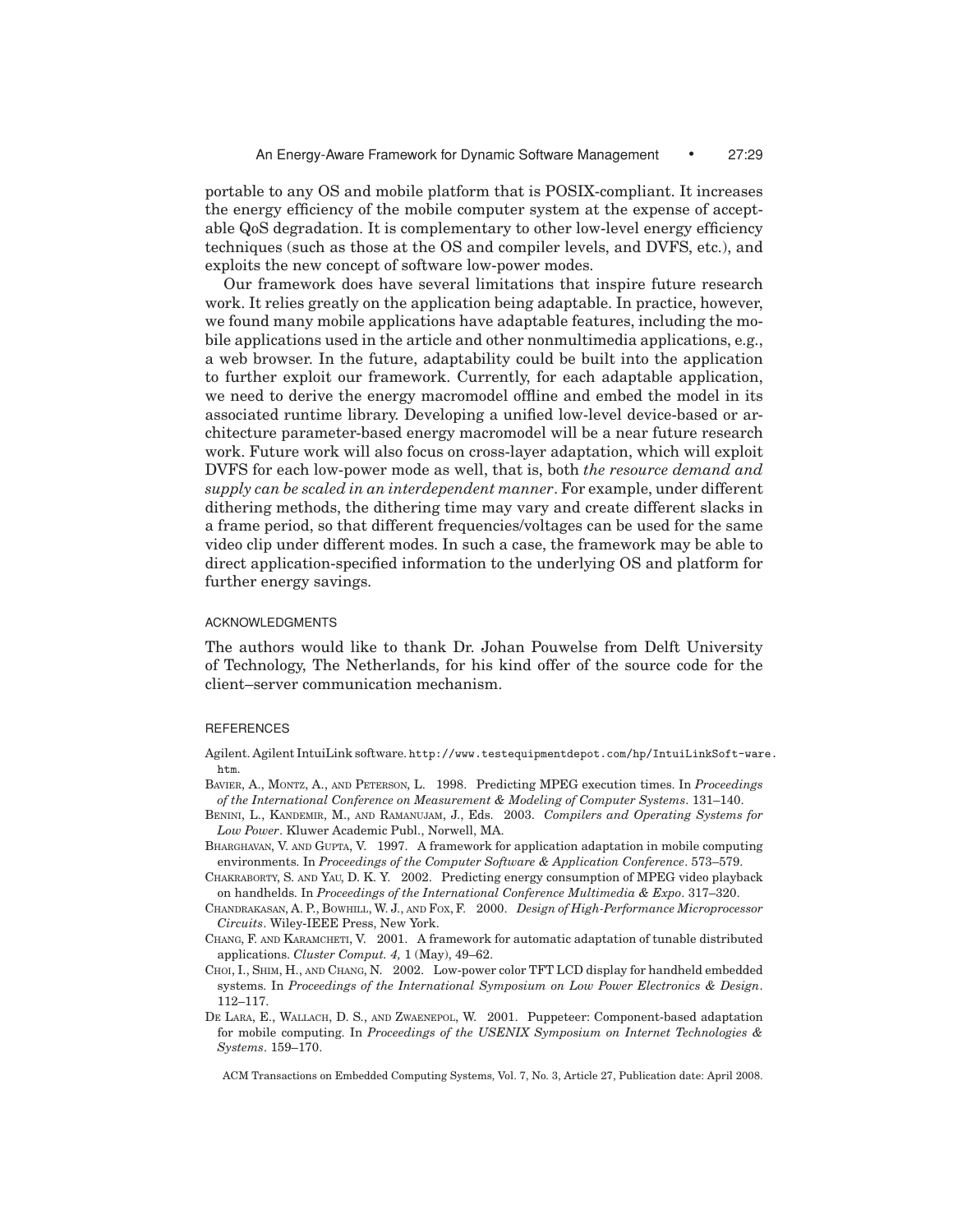portable to any OS and mobile platform that is POSIX-compliant. It increases the energy efficiency of the mobile computer system at the expense of acceptable QoS degradation. It is complementary to other low-level energy efficiency techniques (such as those at the OS and compiler levels, and DVFS, etc.), and exploits the new concept of software low-power modes.

Our framework does have several limitations that inspire future research work. It relies greatly on the application being adaptable. In practice, however, we found many mobile applications have adaptable features, including the mobile applications used in the article and other nonmultimedia applications, e.g., a web browser. In the future, adaptability could be built into the application to further exploit our framework. Currently, for each adaptable application, we need to derive the energy macromodel offline and embed the model in its associated runtime library. Developing a unified low-level device-based or architecture parameter-based energy macromodel will be a near future research work. Future work will also focus on cross-layer adaptation, which will exploit DVFS for each low-power mode as well, that is, both *the resource demand and supply can be scaled in an interdependent manner*. For example, under different dithering methods, the dithering time may vary and create different slacks in a frame period, so that different frequencies/voltages can be used for the same video clip under different modes. In such a case, the framework may be able to direct application-specified information to the underlying OS and platform for further energy savings.

## ACKNOWLEDGMENTS

The authors would like to thank Dr. Johan Pouwelse from Delft University of Technology, The Netherlands, for his kind offer of the source code for the client–server communication mechanism.

## REFERENCES

Agilent. Agilent IntuiLink software. `http://www.testequipmentdepot.com/hp/IntuiLinkSoft-ware.htm`.

Bavier, A., Montz, A., and Peterson, L. 1998. Predicting MPEG execution times. In *Proceedings of the International Conference on Measurement & Modeling of Computer Systems*. 131–140.

Benini, L., Kandemir, M., and Ramanujam, J., Eds. 2003. *Compilers and Operating Systems for Low Power*. Kluwer Academic Publ., Norwell, MA.

Bharghavan, V. and Gupta, V. 1997. A framework for application adaptation in mobile computing environments. In *Proceedings of the Computer Software & Application Conference*. 573–579.

Chakraborty, S. and Yau, D. K. Y. 2002. Predicting energy consumption of MPEG video playback on handhelds. In *Proceedings of the International Conference Multimedia & Expo*. 317–320.

Chandrakasan, A. P., Bowhill, W. J., and Fox, F. 2000. *Design of High-Performance Microprocessor Circuits*. Wiley-IEEE Press, New York.

Chang, F. and Karamcheti, V. 2001. A framework for automatic adaptation of tunable distributed applications. *Cluster Comput. 4,* 1 (May), 49–62.

Choi, I., Shim, H., and Chang, N. 2002. Low-power color TFT LCD display for handheld embedded systems. In *Proceedings of the International Symposium on Low Power Electronics & Design*. 112–117.

De Lara, E., Wallach, D. S., and Zwaenepol, W. 2001. Puppeteer: Component-based adaptation for mobile computing. In *Proceedings of the USENIX Symposium on Internet Technologies & Systems*. 159–170.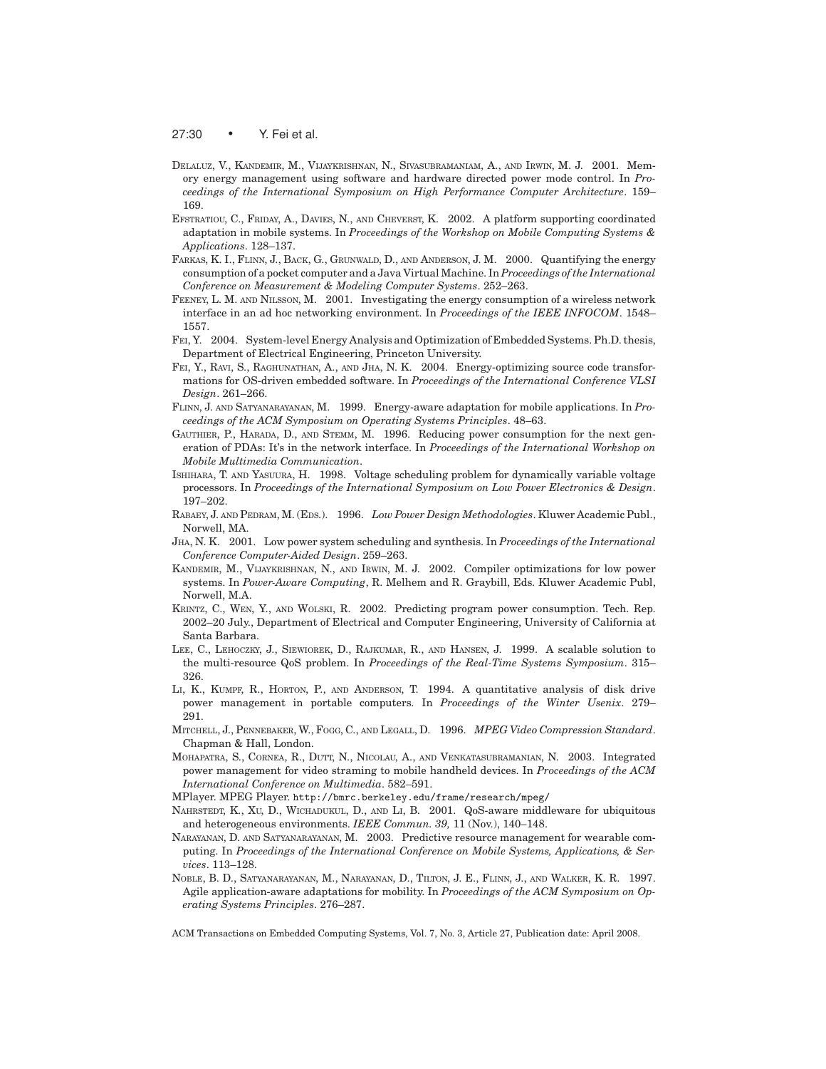Delaluz, V., Kandemir, M., Vijaykrishnan, N., Sivasubramaniam, A., and Irwin, M. J. 2001. Memory energy management using software and hardware directed power mode control. In *Proceedings of the International Symposium on High Performance Computer Architecture*. 159–169.

Efstratiou, C., Friday, A., Davies, N., and Cheverst, K. 2002. A platform supporting coordinated adaptation in mobile systems. In *Proceedings of the Workshop on Mobile Computing Systems & Applications*. 128–137.

Farkas, K. I., Flinn, J., Back, G., Grunwald, D., and Anderson, J. M. 2000. Quantifying the energy consumption of a pocket computer and a Java Virtual Machine. In *Proceedings of the International Conference on Measurement & Modeling Computer Systems*. 252–263.

Feeney, L. M. and Nilsson, M. 2001. Investigating the energy consumption of a wireless network interface in an ad hoc networking environment. In *Proceedings of the IEEE INFOCOM*. 1548–1557.

Fei, Y. 2004. System-level Energy Analysis and Optimization of Embedded Systems. Ph.D. thesis, Department of Electrical Engineering, Princeton University.

Fei, Y., Ravi, S., Raghunathan, A., and Jha, N. K. 2004. Energy-optimizing source code transformations for OS-driven embedded software. In *Proceedings of the International Conference VLSI Design*. 261–266.

Flinn, J. and Satyanarayanan, M. 1999. Energy-aware adaptation for mobile applications. In *Proceedings of the ACM Symposium on Operating Systems Principles*. 48–63.

Gauthier, P., Harada, D., and Stemm, M. 1996. Reducing power consumption for the next generation of PDAs: It's in the network interface. In *Proceedings of the International Workshop on Mobile Multimedia Communication*.

Ishihara, T. and Yasuura, H. 1998. Voltage scheduling problem for dynamically variable voltage processors. In *Proceedings of the International Symposium on Low Power Electronics & Design*. 197–202.

Rabaey, J. and Pedram, M. (Eds.). 1996. *Low Power Design Methodologies*. Kluwer Academic Publ., Norwell, MA.

Jha, N. K. 2001. Low power system scheduling and synthesis. In *Proceedings of the International Conference Computer-Aided Design*. 259–263.

Kandemir, M., Vijaykrishnan, N., and Irwin, M. J. 2002. Compiler optimizations for low power systems. In *Power-Aware Computing*, R. Melhem and R. Graybill, Eds. Kluwer Academic Publ, Norwell, M.A.

Krintz, C., Wen, Y., and Wolski, R. 2002. Predicting program power consumption. Tech. Rep. 2002–20 July., Department of Electrical and Computer Engineering, University of California at Santa Barbara.

Lee, C., Lehoczky, J., Siewiorek, D., Rajkumar, R., and Hansen, J. 1999. A scalable solution to the multi-resource QoS problem. In *Proceedings of the Real-Time Systems Symposium*. 315–326.

Li, K., Kumpf, R., Horton, P., and Anderson, T. 1994. A quantitative analysis of disk drive power management in portable computers. In *Proceedings of the Winter Usenix*. 279–291.

Mitchell, J., Pennebaker, W., Fogg, C., and Legall, D. 1996. *MPEG Video Compression Standard*. Chapman & Hall, London.

Mohapatra, S., Cornea, R., Dutt, N., Nicolau, A., and Venkatasubramanian, N. 2003. Integrated power management for video straming to mobile handheld devices. In *Proceedings of the ACM International Conference on Multimedia*. 582–591.

MPlayer. MPEG Player. http://bmrc.berkeley.edu/frame/research/mpeg/

Nahrstedt, K., Xu, D., Wichadukul, D., and Li, B. 2001. QoS-aware middleware for ubiquitous and heterogeneous environments. *IEEE Commun. 39,* 11 (Nov.), 140–148.

Narayanan, D. and Satyanarayanan, M. 2003. Predictive resource management for wearable computing. In *Proceedings of the International Conference on Mobile Systems, Applications, & Services*. 113–128.

Noble, B. D., Satyanarayanan, M., Narayanan, D., Tilton, J. E., Flinn, J., and Walker, K. R. 1997. Agile application-aware adaptations for mobility. In *Proceedings of the ACM Symposium on Operating Systems Principles*. 276–287.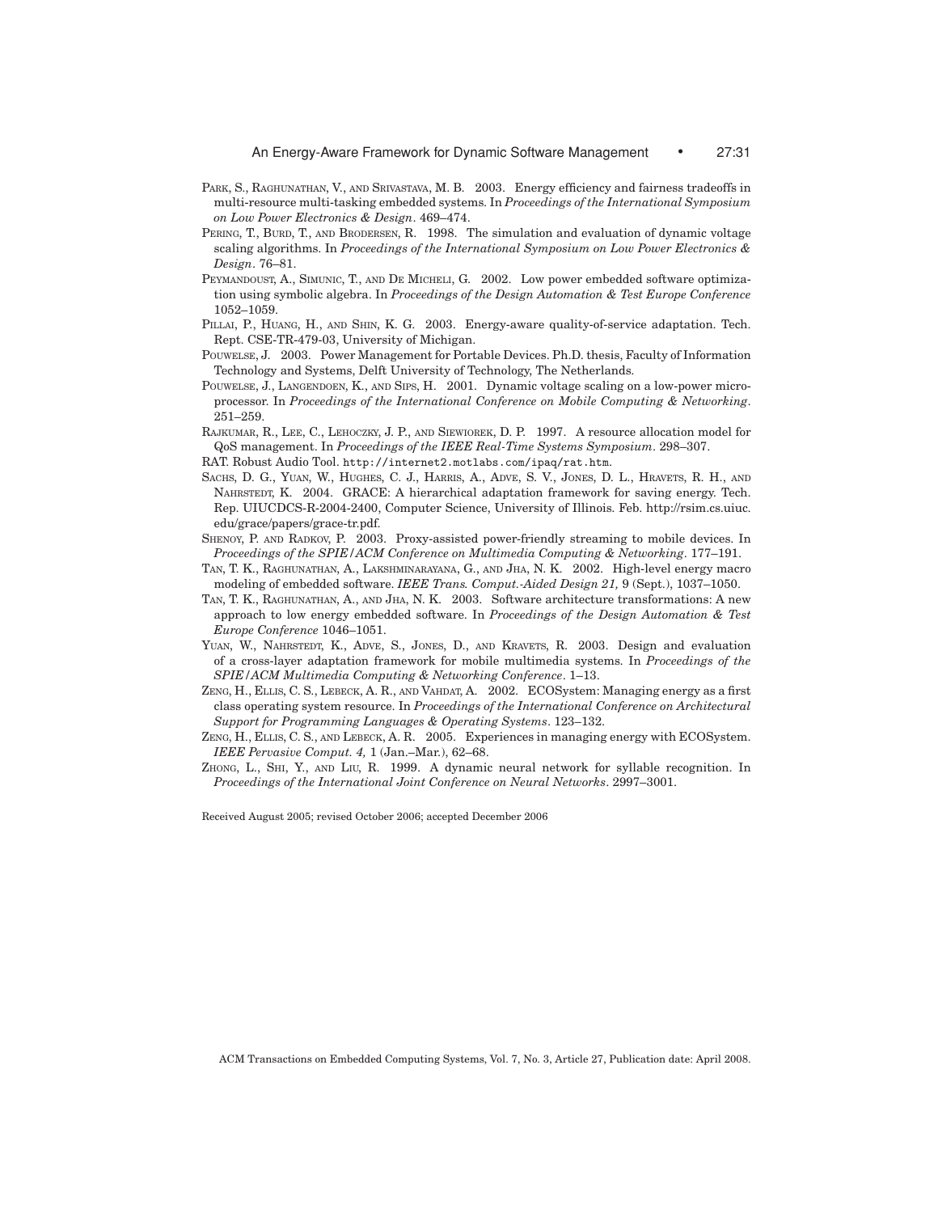Park, S., Raghunathan, V., and Srivastava, M. B. 2003. Energy efficiency and fairness tradeoffs in multi-resource multi-tasking embedded systems. In *Proceedings of the International Symposium on Low Power Electronics & Design*. 469–474.

Pering, T., Burd, T., and Brodersen, R. 1998. The simulation and evaluation of dynamic voltage scaling algorithms. In *Proceedings of the International Symposium on Low Power Electronics & Design*. 76–81.

Peymandoust, A., Simunic, T., and De Micheli, G. 2002. Low power embedded software optimization using symbolic algebra. In *Proceedings of the Design Automation & Test Europe Conference* 1052–1059.

Pillai, P., Huang, H., and Shin, K. G. 2003. Energy-aware quality-of-service adaptation. Tech. Rept. CSE-TR-479-03, University of Michigan.

Pouwelse, J. 2003. Power Management for Portable Devices. Ph.D. thesis, Faculty of Information Technology and Systems, Delft University of Technology, The Netherlands.

Pouwelse, J., Langendoen, K., and Sips, H. 2001. Dynamic voltage scaling on a low-power microprocessor. In *Proceedings of the International Conference on Mobile Computing & Networking*. 251–259.

Rajkumar, R., Lee, C., Lehoczky, J. P., and Siewiorek, D. P. 1997. A resource allocation model for QoS management. In *Proceedings of the IEEE Real-Time Systems Symposium*. 298–307.

RAT. Robust Audio Tool. `http://internet2.motlabs.com/ipaq/rat.htm`.

Sachs, D. G., Yuan, W., Hughes, C. J., Harris, A., Adve, S. V., Jones, D. L., Hravets, R. H., and Nahrstedt, K. 2004. GRACE: A hierarchical adaptation framework for saving energy. Tech. Rep. UIUCDCS-R-2004-2400, Computer Science, University of Illinois. Feb. http://rsim.cs.uiuc.edu/grace/papers/grace-tr.pdf.

Shenoy, P. and Radkov, P. 2003. Proxy-assisted power-friendly streaming to mobile devices. In *Proceedings of the SPIE/ACM Conference on Multimedia Computing & Networking*. 177–191.

Tan, T. K., Raghunathan, A., Lakshminarayana, G., and Jha, N. K. 2002. High-level energy macro modeling of embedded software. *IEEE Trans. Comput.-Aided Design 21,* 9 (Sept.), 1037–1050.

Tan, T. K., Raghunathan, A., and Jha, N. K. 2003. Software architecture transformations: A new approach to low energy embedded software. In *Proceedings of the Design Automation & Test Europe Conference* 1046–1051.

Yuan, W., Nahrstedt, K., Adve, S., Jones, D., and Kravets, R. 2003. Design and evaluation of a cross-layer adaptation framework for mobile multimedia systems. In *Proceedings of the SPIE/ACM Multimedia Computing & Networking Conference*. 1–13.

Zeng, H., Ellis, C. S., Lebeck, A. R., and Vahdat, A. 2002. ECOSystem: Managing energy as a first class operating system resource. In *Proceedings of the International Conference on Architectural Support for Programming Languages & Operating Systems*. 123–132.

Zeng, H., Ellis, C. S., and Lebeck, A. R. 2005. Experiences in managing energy with ECOSystem. *IEEE Pervasive Comput. 4,* 1 (Jan.–Mar.), 62–68.

Zhong, L., Shi, Y., and Liu, R. 1999. A dynamic neural network for syllable recognition. In *Proceedings of the International Joint Conference on Neural Networks*. 2997–3001.

Received August 2005; revised October 2006; accepted December 2006